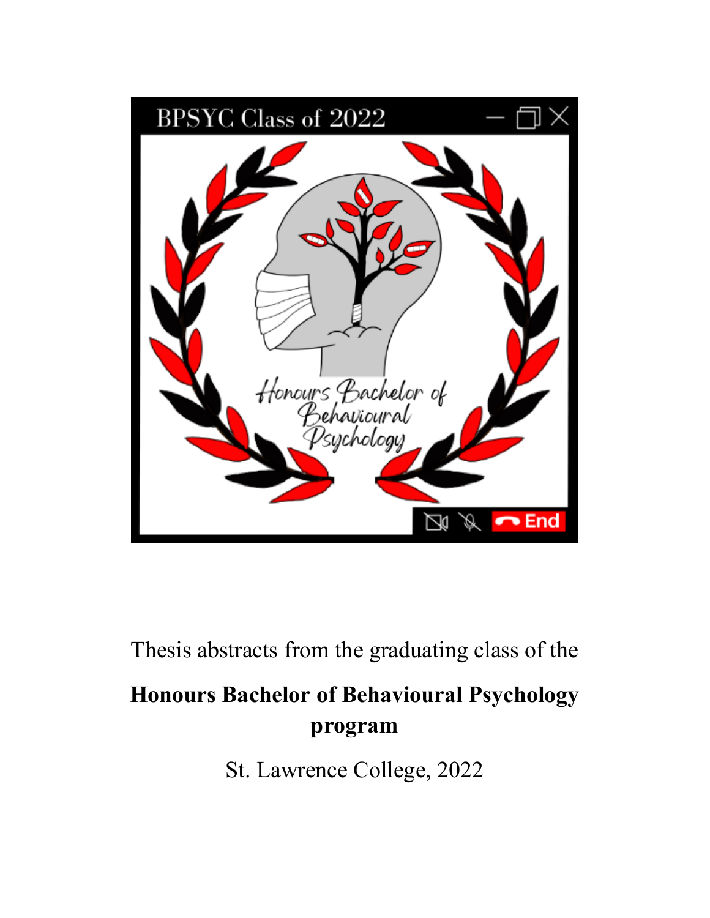Thesis abstracts from the graduating class of the

**Honours Bachelor of Behavioural Psychology program**

St. Lawrence College, 2022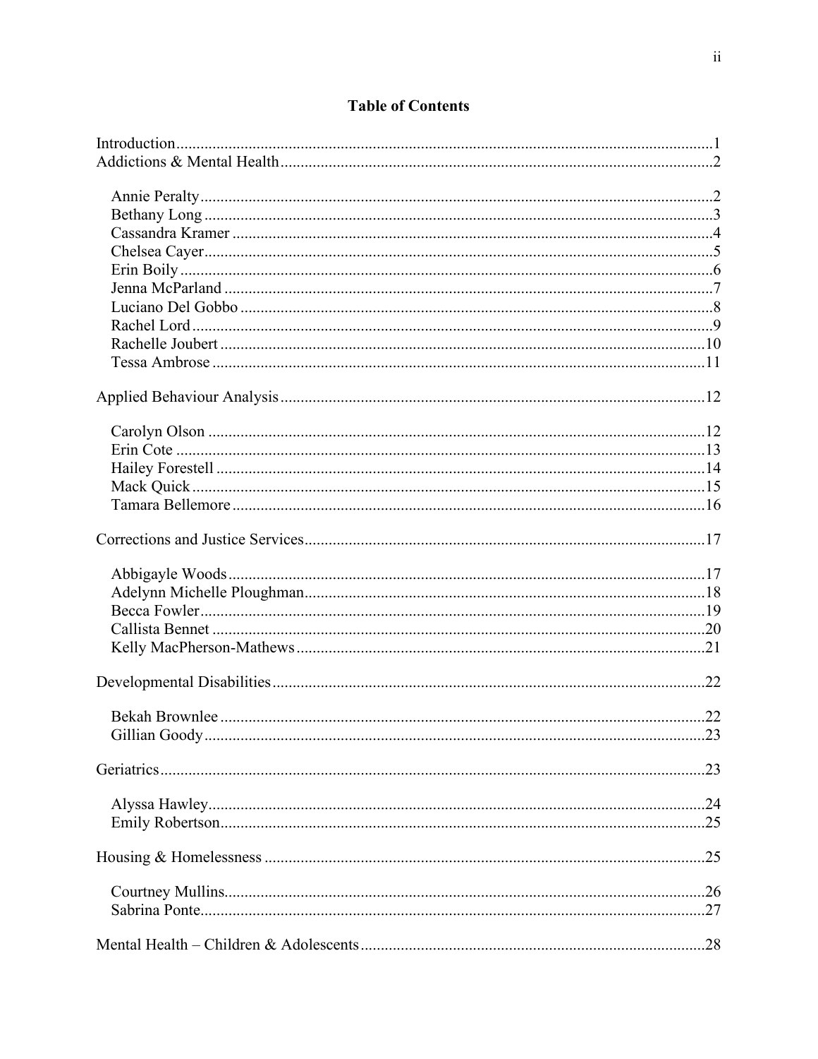# Table of Contents

Introduction ..... 1

Addictions & Mental Health ..... 2

- Annie Peralty ..... 2
- Bethany Long ..... 3
- Cassandra Kramer ..... 4
- Chelsea Cayer ..... 5
- Erin Boily ..... 6
- Jenna McParland ..... 7
- Luciano Del Gobbo ..... 8
- Rachel Lord ..... 9
- Rachelle Joubert ..... 10
- Tessa Ambrose ..... 11

Applied Behaviour Analysis ..... 12

- Carolyn Olson ..... 12
- Erin Cote ..... 13
- Hailey Forestell ..... 14
- Mack Quick ..... 15
- Tamara Bellemore ..... 16

Corrections and Justice Services ..... 17

- Abbigayle Woods ..... 17
- Adelynn Michelle Ploughman ..... 18
- Becca Fowler ..... 19
- Callista Bennet ..... 20
- Kelly MacPherson-Mathews ..... 21

Developmental Disabilities ..... 22

- Bekah Brownlee ..... 22
- Gillian Goody ..... 23

Geriatrics ..... 23

- Alyssa Hawley ..... 24
- Emily Robertson ..... 25

Housing & Homelessness ..... 25

- Courtney Mullins ..... 26
- Sabrina Ponte ..... 27

Mental Health – Children & Adolescents ..... 28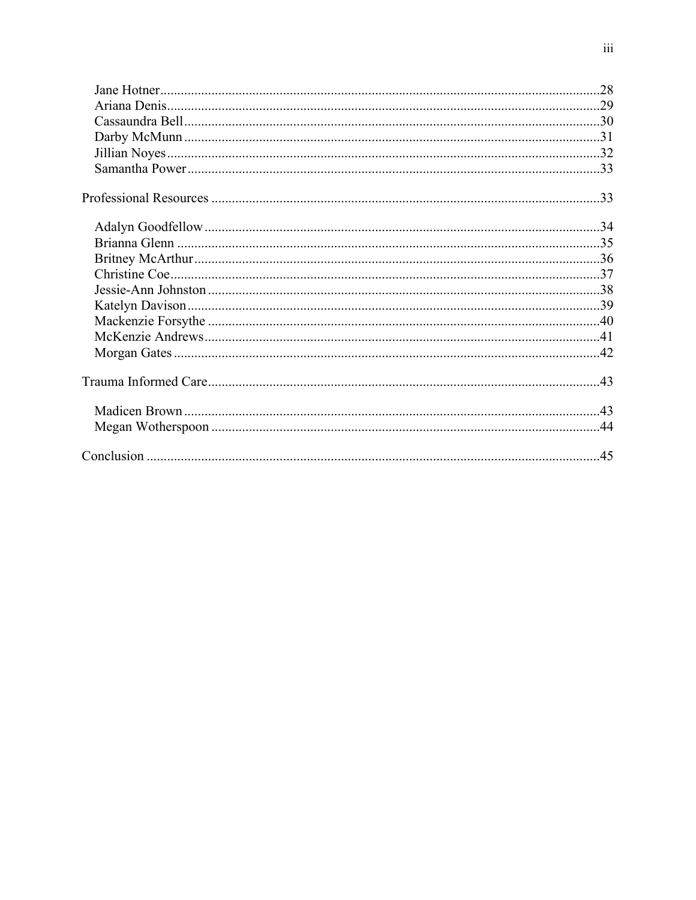Jane Hotner ..... 28
Ariana Denis ..... 29
Cassaundra Bell ..... 30
Darby McMunn ..... 31
Jillian Noyes ..... 32
Samantha Power ..... 33

Professional Resources ..... 33

Adalyn Goodfellow ..... 34
Brianna Glenn ..... 35
Britney McArthur ..... 36
Christine Coe ..... 37
Jessie-Ann Johnston ..... 38
Katelyn Davison ..... 39
Mackenzie Forsythe ..... 40
McKenzie Andrews ..... 41
Morgan Gates ..... 42

Trauma Informed Care ..... 43

Madicen Brown ..... 43
Megan Wotherspoon ..... 44

Conclusion ..... 45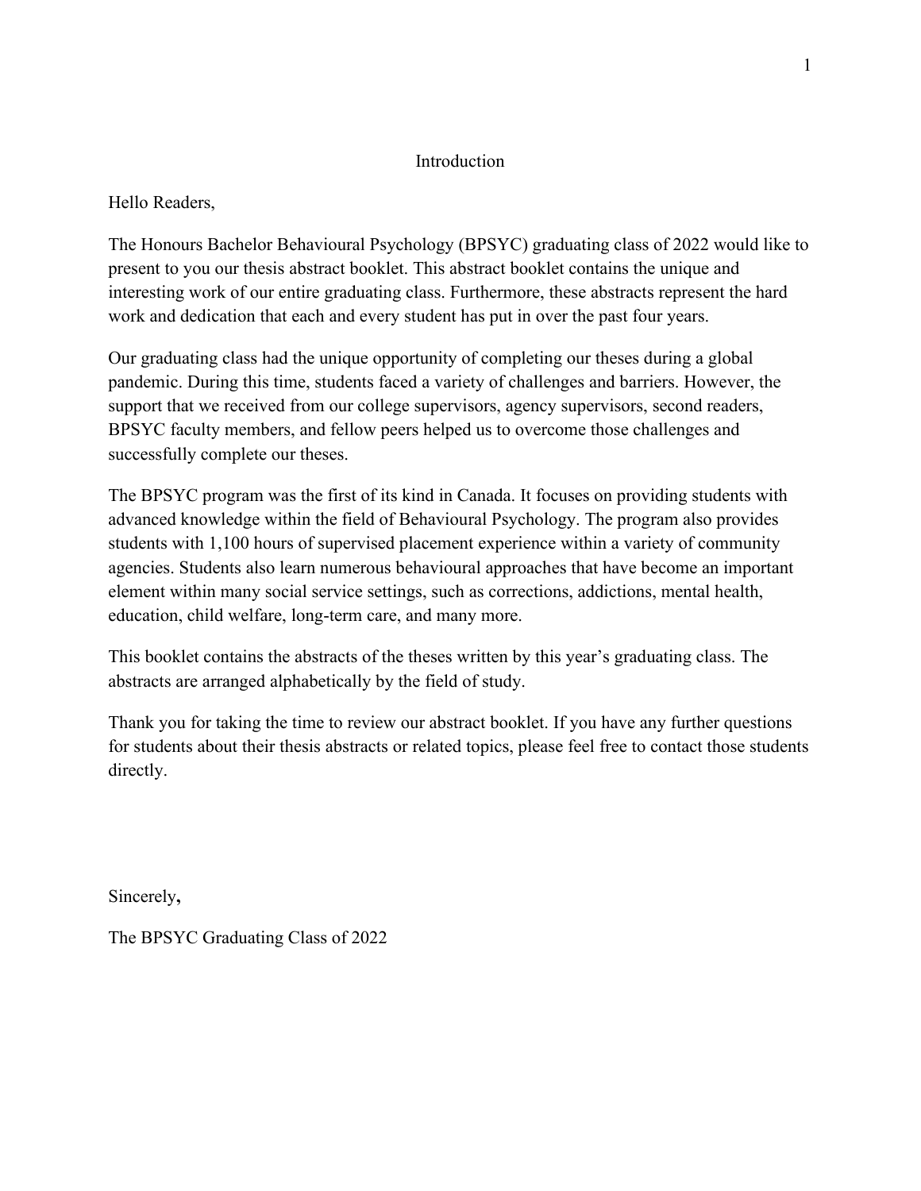# Introduction

Hello Readers,

The Honours Bachelor Behavioural Psychology (BPSYC) graduating class of 2022 would like to present to you our thesis abstract booklet. This abstract booklet contains the unique and interesting work of our entire graduating class. Furthermore, these abstracts represent the hard work and dedication that each and every student has put in over the past four years.

Our graduating class had the unique opportunity of completing our theses during a global pandemic. During this time, students faced a variety of challenges and barriers. However, the support that we received from our college supervisors, agency supervisors, second readers, BPSYC faculty members, and fellow peers helped us to overcome those challenges and successfully complete our theses.

The BPSYC program was the first of its kind in Canada. It focuses on providing students with advanced knowledge within the field of Behavioural Psychology. The program also provides students with 1,100 hours of supervised placement experience within a variety of community agencies. Students also learn numerous behavioural approaches that have become an important element within many social service settings, such as corrections, addictions, mental health, education, child welfare, long-term care, and many more.

This booklet contains the abstracts of the theses written by this year's graduating class. The abstracts are arranged alphabetically by the field of study.

Thank you for taking the time to review our abstract booklet. If you have any further questions for students about their thesis abstracts or related topics, please feel free to contact those students directly.

Sincerely**,**

The BPSYC Graduating Class of 2022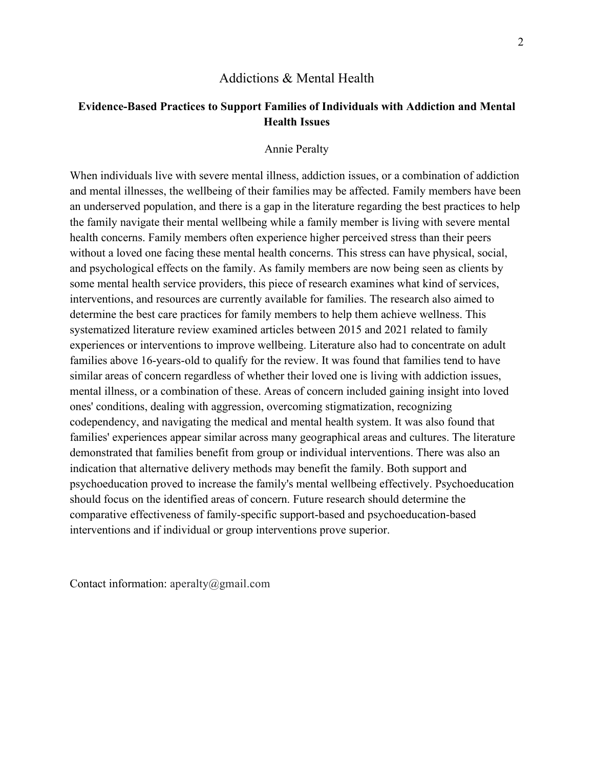## Addictions & Mental Health

### Evidence-Based Practices to Support Families of Individuals with Addiction and Mental Health Issues

Annie Peralty

When individuals live with severe mental illness, addiction issues, or a combination of addiction and mental illnesses, the wellbeing of their families may be affected. Family members have been an underserved population, and there is a gap in the literature regarding the best practices to help the family navigate their mental wellbeing while a family member is living with severe mental health concerns. Family members often experience higher perceived stress than their peers without a loved one facing these mental health concerns. This stress can have physical, social, and psychological effects on the family. As family members are now being seen as clients by some mental health service providers, this piece of research examines what kind of services, interventions, and resources are currently available for families. The research also aimed to determine the best care practices for family members to help them achieve wellness. This systematized literature review examined articles between 2015 and 2021 related to family experiences or interventions to improve wellbeing. Literature also had to concentrate on adult families above 16-years-old to qualify for the review. It was found that families tend to have similar areas of concern regardless of whether their loved one is living with addiction issues, mental illness, or a combination of these. Areas of concern included gaining insight into loved ones' conditions, dealing with aggression, overcoming stigmatization, recognizing codependency, and navigating the medical and mental health system. It was also found that families' experiences appear similar across many geographical areas and cultures. The literature demonstrated that families benefit from group or individual interventions. There was also an indication that alternative delivery methods may benefit the family. Both support and psychoeducation proved to increase the family's mental wellbeing effectively. Psychoeducation should focus on the identified areas of concern. Future research should determine the comparative effectiveness of family-specific support-based and psychoeducation-based interventions and if individual or group interventions prove superior.

Contact information: aperalty@gmail.com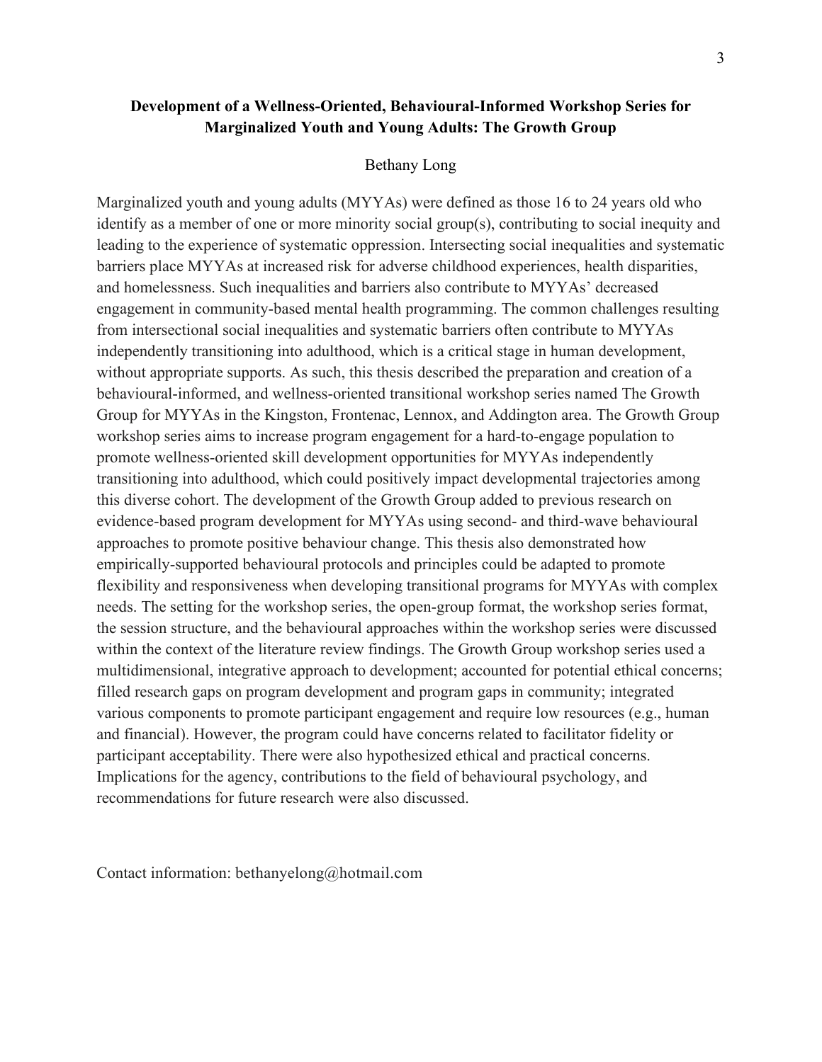**Development of a Wellness-Oriented, Behavioural-Informed Workshop Series for Marginalized Youth and Young Adults: The Growth Group**

Bethany Long

Marginalized youth and young adults (MYYAs) were defined as those 16 to 24 years old who identify as a member of one or more minority social group(s), contributing to social inequity and leading to the experience of systematic oppression. Intersecting social inequalities and systematic barriers place MYYAs at increased risk for adverse childhood experiences, health disparities, and homelessness. Such inequalities and barriers also contribute to MYYAs' decreased engagement in community-based mental health programming. The common challenges resulting from intersectional social inequalities and systematic barriers often contribute to MYYAs independently transitioning into adulthood, which is a critical stage in human development, without appropriate supports. As such, this thesis described the preparation and creation of a behavioural-informed, and wellness-oriented transitional workshop series named The Growth Group for MYYAs in the Kingston, Frontenac, Lennox, and Addington area. The Growth Group workshop series aims to increase program engagement for a hard-to-engage population to promote wellness-oriented skill development opportunities for MYYAs independently transitioning into adulthood, which could positively impact developmental trajectories among this diverse cohort. The development of the Growth Group added to previous research on evidence-based program development for MYYAs using second- and third-wave behavioural approaches to promote positive behaviour change. This thesis also demonstrated how empirically-supported behavioural protocols and principles could be adapted to promote flexibility and responsiveness when developing transitional programs for MYYAs with complex needs. The setting for the workshop series, the open-group format, the workshop series format, the session structure, and the behavioural approaches within the workshop series were discussed within the context of the literature review findings. The Growth Group workshop series used a multidimensional, integrative approach to development; accounted for potential ethical concerns; filled research gaps on program development and program gaps in community; integrated various components to promote participant engagement and require low resources (e.g., human and financial). However, the program could have concerns related to facilitator fidelity or participant acceptability. There were also hypothesized ethical and practical concerns. Implications for the agency, contributions to the field of behavioural psychology, and recommendations for future research were also discussed.

Contact information: bethanyelong@hotmail.com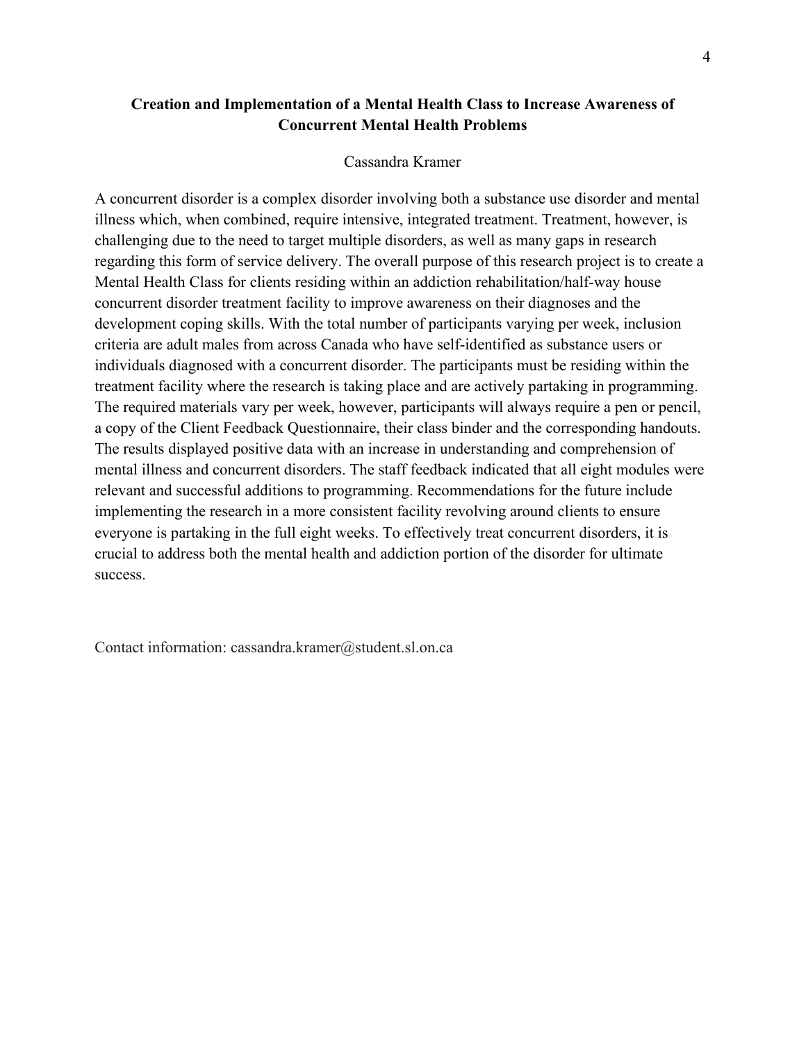**Creation and Implementation of a Mental Health Class to Increase Awareness of Concurrent Mental Health Problems**

Cassandra Kramer

A concurrent disorder is a complex disorder involving both a substance use disorder and mental illness which, when combined, require intensive, integrated treatment. Treatment, however, is challenging due to the need to target multiple disorders, as well as many gaps in research regarding this form of service delivery. The overall purpose of this research project is to create a Mental Health Class for clients residing within an addiction rehabilitation/half-way house concurrent disorder treatment facility to improve awareness on their diagnoses and the development coping skills. With the total number of participants varying per week, inclusion criteria are adult males from across Canada who have self-identified as substance users or individuals diagnosed with a concurrent disorder. The participants must be residing within the treatment facility where the research is taking place and are actively partaking in programming. The required materials vary per week, however, participants will always require a pen or pencil, a copy of the Client Feedback Questionnaire, their class binder and the corresponding handouts. The results displayed positive data with an increase in understanding and comprehension of mental illness and concurrent disorders. The staff feedback indicated that all eight modules were relevant and successful additions to programming. Recommendations for the future include implementing the research in a more consistent facility revolving around clients to ensure everyone is partaking in the full eight weeks. To effectively treat concurrent disorders, it is crucial to address both the mental health and addiction portion of the disorder for ultimate success.

Contact information: cassandra.kramer@student.sl.on.ca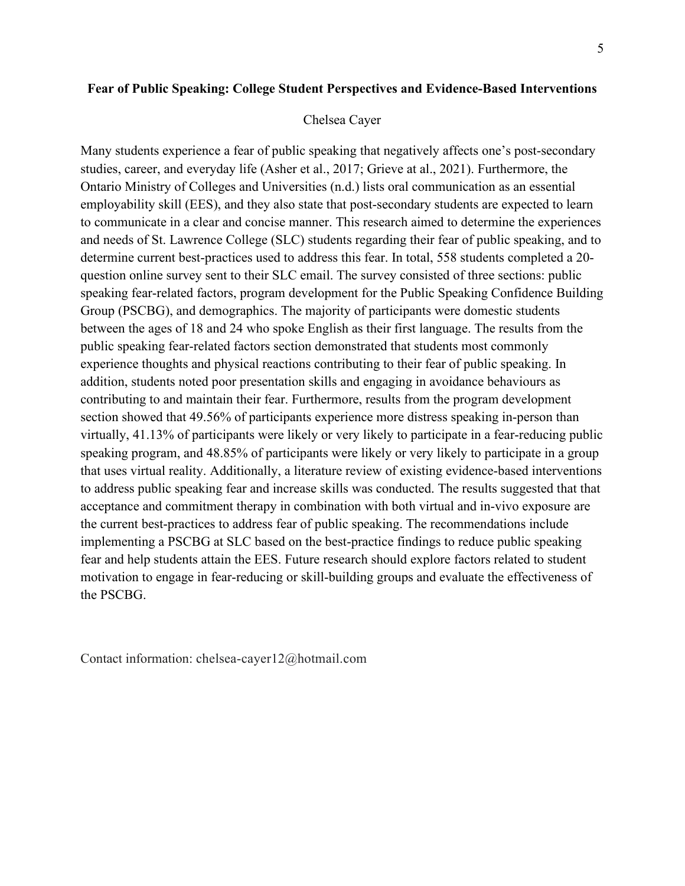**Fear of Public Speaking: College Student Perspectives and Evidence-Based Interventions**

Chelsea Cayer

Many students experience a fear of public speaking that negatively affects one's post-secondary studies, career, and everyday life (Asher et al., 2017; Grieve at al., 2021). Furthermore, the Ontario Ministry of Colleges and Universities (n.d.) lists oral communication as an essential employability skill (EES), and they also state that post-secondary students are expected to learn to communicate in a clear and concise manner. This research aimed to determine the experiences and needs of St. Lawrence College (SLC) students regarding their fear of public speaking, and to determine current best-practices used to address this fear. In total, 558 students completed a 20-question online survey sent to their SLC email. The survey consisted of three sections: public speaking fear-related factors, program development for the Public Speaking Confidence Building Group (PSCBG), and demographics. The majority of participants were domestic students between the ages of 18 and 24 who spoke English as their first language. The results from the public speaking fear-related factors section demonstrated that students most commonly experience thoughts and physical reactions contributing to their fear of public speaking. In addition, students noted poor presentation skills and engaging in avoidance behaviours as contributing to and maintain their fear. Furthermore, results from the program development section showed that 49.56% of participants experience more distress speaking in-person than virtually, 41.13% of participants were likely or very likely to participate in a fear-reducing public speaking program, and 48.85% of participants were likely or very likely to participate in a group that uses virtual reality. Additionally, a literature review of existing evidence-based interventions to address public speaking fear and increase skills was conducted. The results suggested that that acceptance and commitment therapy in combination with both virtual and in-vivo exposure are the current best-practices to address fear of public speaking. The recommendations include implementing a PSCBG at SLC based on the best-practice findings to reduce public speaking fear and help students attain the EES. Future research should explore factors related to student motivation to engage in fear-reducing or skill-building groups and evaluate the effectiveness of the PSCBG.

Contact information: chelsea-cayer12@hotmail.com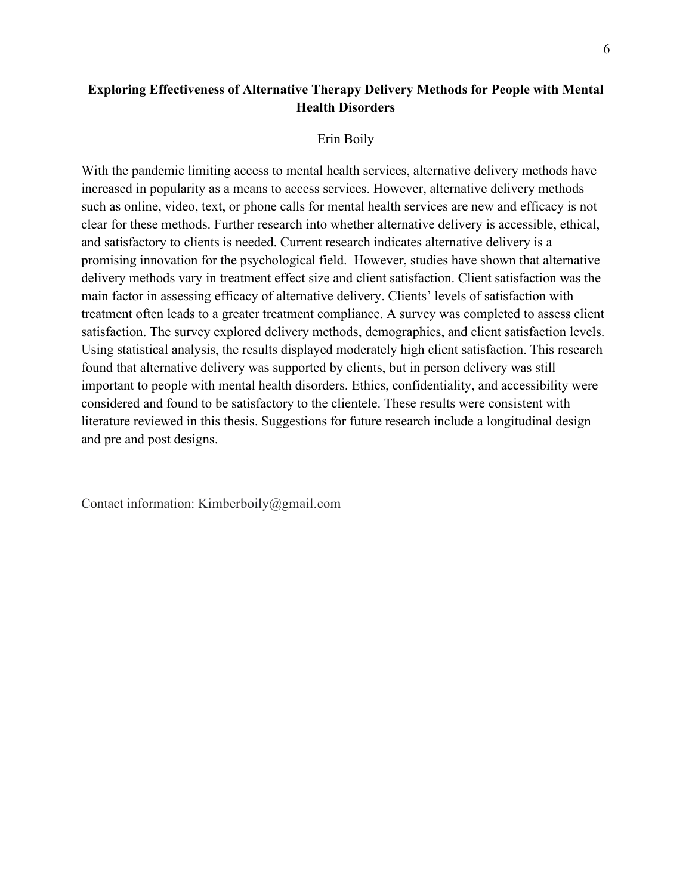**Exploring Effectiveness of Alternative Therapy Delivery Methods for People with Mental Health Disorders**

Erin Boily

With the pandemic limiting access to mental health services, alternative delivery methods have increased in popularity as a means to access services. However, alternative delivery methods such as online, video, text, or phone calls for mental health services are new and efficacy is not clear for these methods. Further research into whether alternative delivery is accessible, ethical, and satisfactory to clients is needed. Current research indicates alternative delivery is a promising innovation for the psychological field. However, studies have shown that alternative delivery methods vary in treatment effect size and client satisfaction. Client satisfaction was the main factor in assessing efficacy of alternative delivery. Clients' levels of satisfaction with treatment often leads to a greater treatment compliance. A survey was completed to assess client satisfaction. The survey explored delivery methods, demographics, and client satisfaction levels. Using statistical analysis, the results displayed moderately high client satisfaction. This research found that alternative delivery was supported by clients, but in person delivery was still important to people with mental health disorders. Ethics, confidentiality, and accessibility were considered and found to be satisfactory to the clientele. These results were consistent with literature reviewed in this thesis. Suggestions for future research include a longitudinal design and pre and post designs.

Contact information: Kimberboily@gmail.com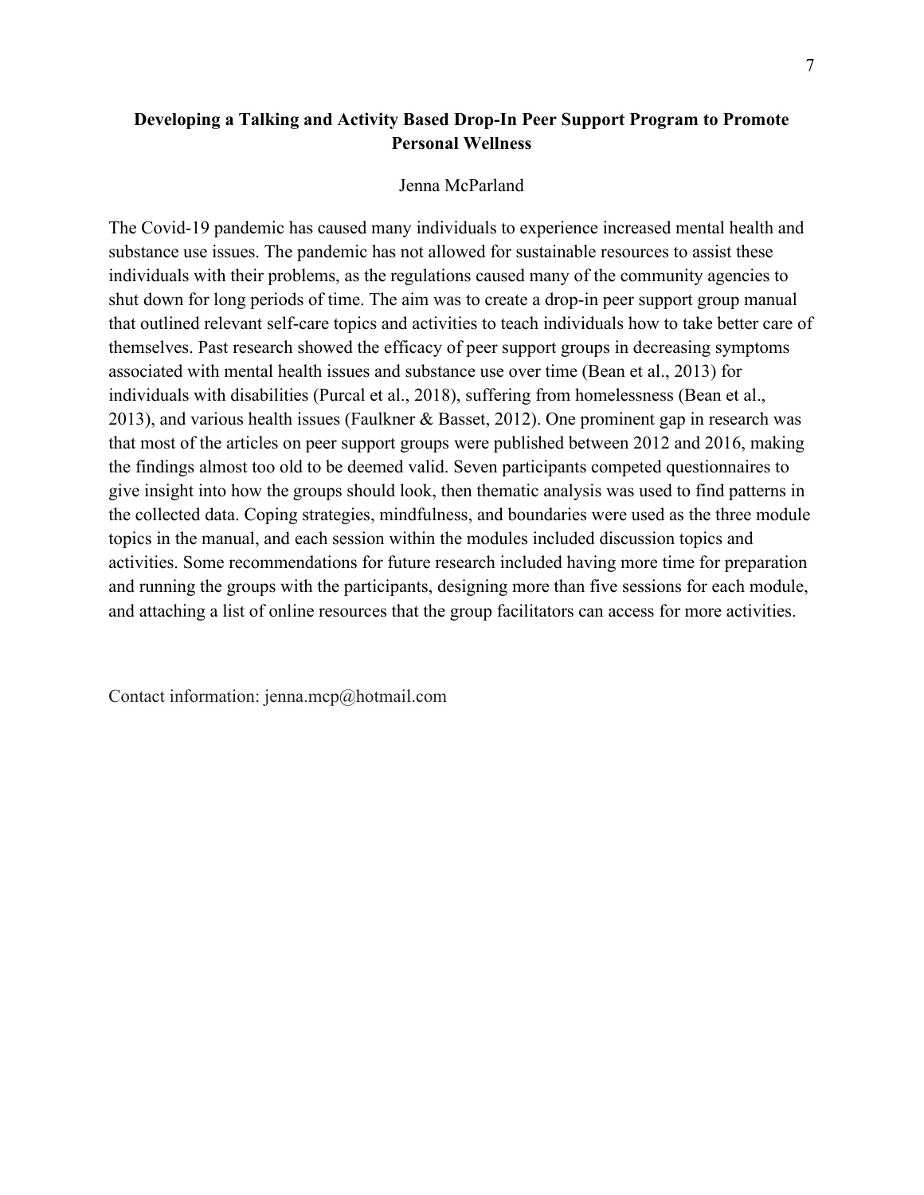# Developing a Talking and Activity Based Drop-In Peer Support Program to Promote Personal Wellness

Jenna McParland

The Covid-19 pandemic has caused many individuals to experience increased mental health and substance use issues. The pandemic has not allowed for sustainable resources to assist these individuals with their problems, as the regulations caused many of the community agencies to shut down for long periods of time. The aim was to create a drop-in peer support group manual that outlined relevant self-care topics and activities to teach individuals how to take better care of themselves. Past research showed the efficacy of peer support groups in decreasing symptoms associated with mental health issues and substance use over time (Bean et al., 2013) for individuals with disabilities (Purcal et al., 2018), suffering from homelessness (Bean et al., 2013), and various health issues (Faulkner & Basset, 2012). One prominent gap in research was that most of the articles on peer support groups were published between 2012 and 2016, making the findings almost too old to be deemed valid. Seven participants competed questionnaires to give insight into how the groups should look, then thematic analysis was used to find patterns in the collected data. Coping strategies, mindfulness, and boundaries were used as the three module topics in the manual, and each session within the modules included discussion topics and activities. Some recommendations for future research included having more time for preparation and running the groups with the participants, designing more than five sessions for each module, and attaching a list of online resources that the group facilitators can access for more activities.

Contact information: jenna.mcp@hotmail.com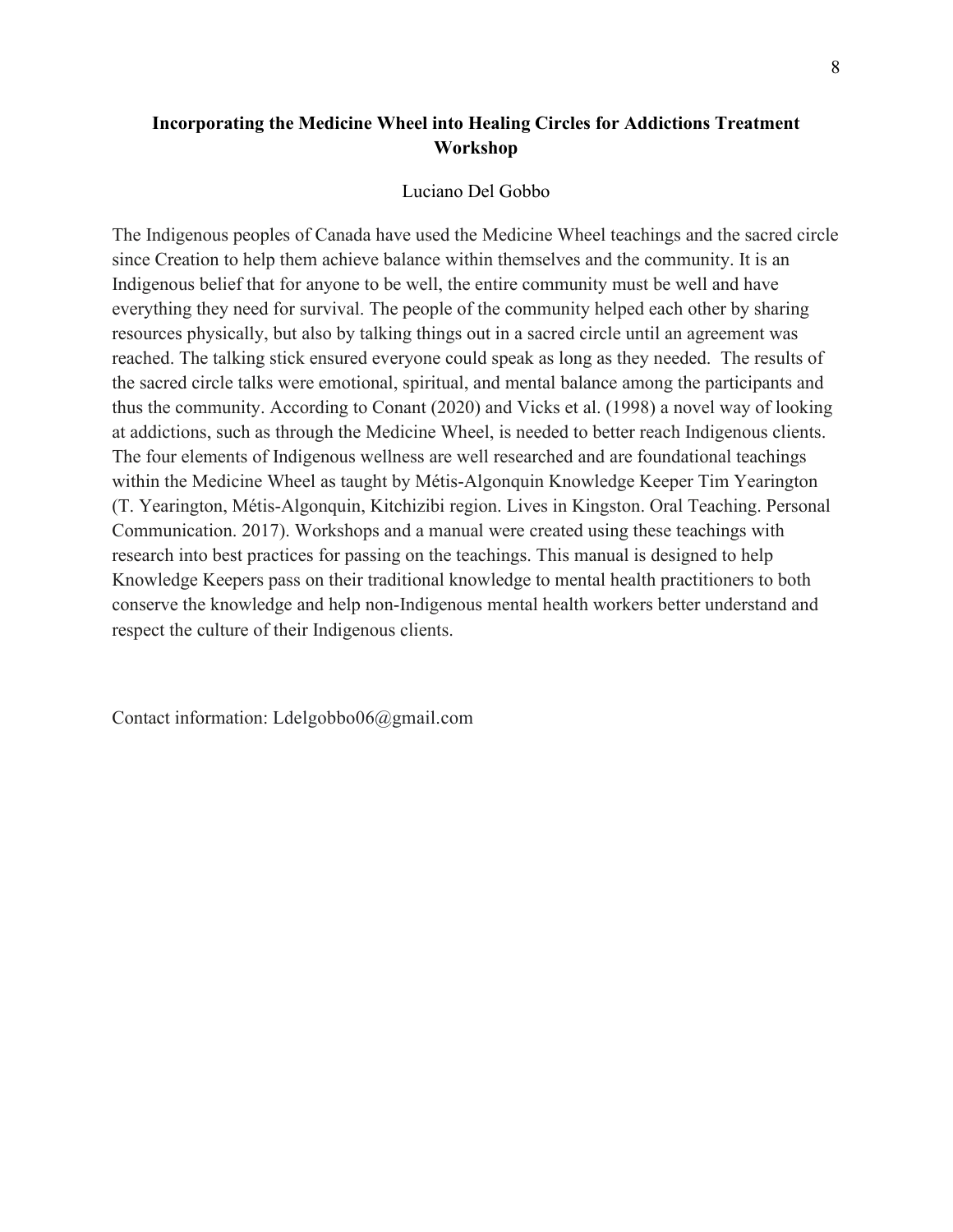## Incorporating the Medicine Wheel into Healing Circles for Addictions Treatment Workshop

Luciano Del Gobbo

The Indigenous peoples of Canada have used the Medicine Wheel teachings and the sacred circle since Creation to help them achieve balance within themselves and the community. It is an Indigenous belief that for anyone to be well, the entire community must be well and have everything they need for survival. The people of the community helped each other by sharing resources physically, but also by talking things out in a sacred circle until an agreement was reached. The talking stick ensured everyone could speak as long as they needed. The results of the sacred circle talks were emotional, spiritual, and mental balance among the participants and thus the community. According to Conant (2020) and Vicks et al. (1998) a novel way of looking at addictions, such as through the Medicine Wheel, is needed to better reach Indigenous clients. The four elements of Indigenous wellness are well researched and are foundational teachings within the Medicine Wheel as taught by Métis-Algonquin Knowledge Keeper Tim Yearington (T. Yearington, Métis-Algonquin, Kitchizibi region. Lives in Kingston. Oral Teaching. Personal Communication. 2017). Workshops and a manual were created using these teachings with research into best practices for passing on the teachings. This manual is designed to help Knowledge Keepers pass on their traditional knowledge to mental health practitioners to both conserve the knowledge and help non-Indigenous mental health workers better understand and respect the culture of their Indigenous clients.

Contact information: Ldelgobbo06@gmail.com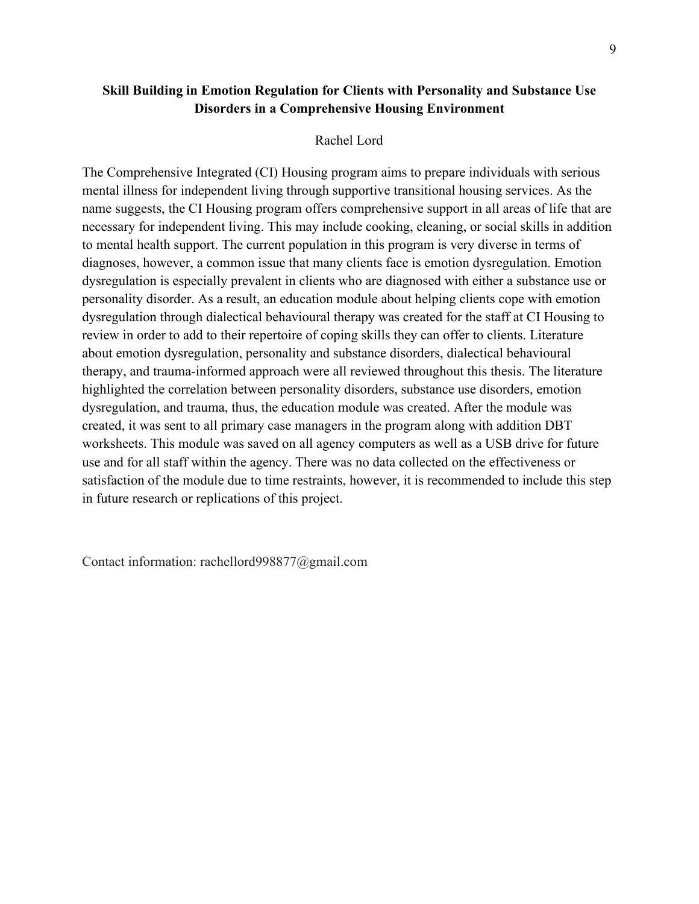**Skill Building in Emotion Regulation for Clients with Personality and Substance Use Disorders in a Comprehensive Housing Environment**

Rachel Lord

The Comprehensive Integrated (CI) Housing program aims to prepare individuals with serious mental illness for independent living through supportive transitional housing services. As the name suggests, the CI Housing program offers comprehensive support in all areas of life that are necessary for independent living. This may include cooking, cleaning, or social skills in addition to mental health support. The current population in this program is very diverse in terms of diagnoses, however, a common issue that many clients face is emotion dysregulation. Emotion dysregulation is especially prevalent in clients who are diagnosed with either a substance use or personality disorder. As a result, an education module about helping clients cope with emotion dysregulation through dialectical behavioural therapy was created for the staff at CI Housing to review in order to add to their repertoire of coping skills they can offer to clients. Literature about emotion dysregulation, personality and substance disorders, dialectical behavioural therapy, and trauma-informed approach were all reviewed throughout this thesis. The literature highlighted the correlation between personality disorders, substance use disorders, emotion dysregulation, and trauma, thus, the education module was created. After the module was created, it was sent to all primary case managers in the program along with addition DBT worksheets. This module was saved on all agency computers as well as a USB drive for future use and for all staff within the agency. There was no data collected on the effectiveness or satisfaction of the module due to time restraints, however, it is recommended to include this step in future research or replications of this project.

Contact information: rachellord998877@gmail.com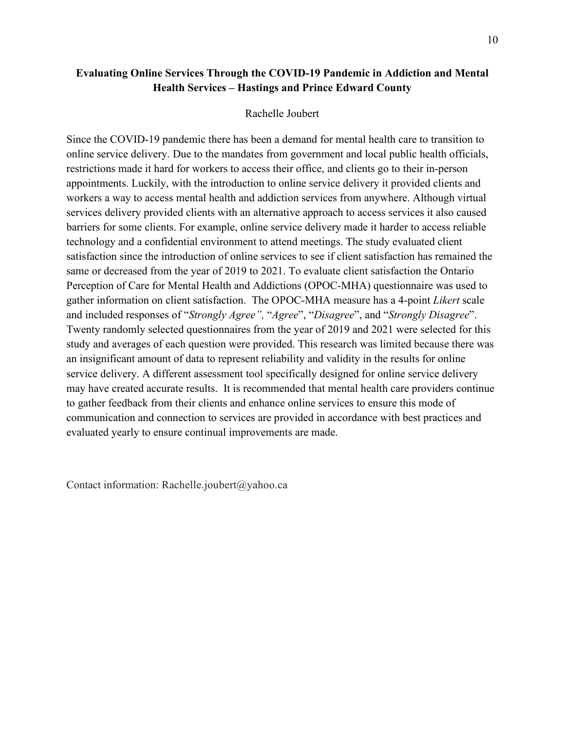## Evaluating Online Services Through the COVID-19 Pandemic in Addiction and Mental Health Services – Hastings and Prince Edward County

Rachelle Joubert

Since the COVID-19 pandemic there has been a demand for mental health care to transition to online service delivery. Due to the mandates from government and local public health officials, restrictions made it hard for workers to access their office, and clients go to their in-person appointments. Luckily, with the introduction to online service delivery it provided clients and workers a way to access mental health and addiction services from anywhere. Although virtual services delivery provided clients with an alternative approach to access services it also caused barriers for some clients. For example, online service delivery made it harder to access reliable technology and a confidential environment to attend meetings. The study evaluated client satisfaction since the introduction of online services to see if client satisfaction has remained the same or decreased from the year of 2019 to 2021. To evaluate client satisfaction the Ontario Perception of Care for Mental Health and Addictions (OPOC-MHA) questionnaire was used to gather information on client satisfaction. The OPOC-MHA measure has a 4-point *Likert* scale and included responses of "*Strongly Agree",* "*Agree*", "*Disagree*", and "*Strongly Disagree*". Twenty randomly selected questionnaires from the year of 2019 and 2021 were selected for this study and averages of each question were provided. This research was limited because there was an insignificant amount of data to represent reliability and validity in the results for online service delivery. A different assessment tool specifically designed for online service delivery may have created accurate results. It is recommended that mental health care providers continue to gather feedback from their clients and enhance online services to ensure this mode of communication and connection to services are provided in accordance with best practices and evaluated yearly to ensure continual improvements are made.

Contact information: Rachelle.joubert@yahoo.ca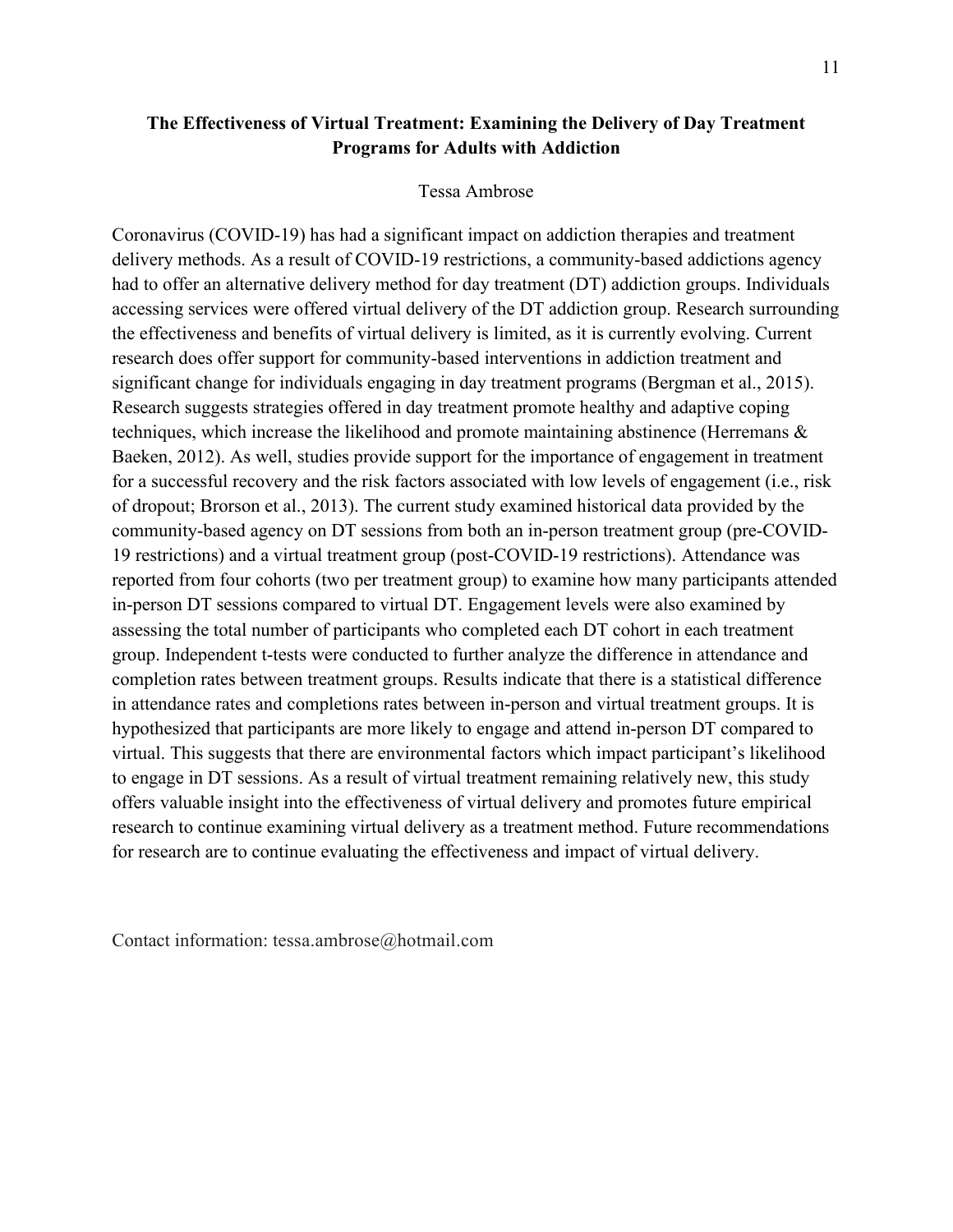## The Effectiveness of Virtual Treatment: Examining the Delivery of Day Treatment Programs for Adults with Addiction

Tessa Ambrose

Coronavirus (COVID-19) has had a significant impact on addiction therapies and treatment delivery methods. As a result of COVID-19 restrictions, a community-based addictions agency had to offer an alternative delivery method for day treatment (DT) addiction groups. Individuals accessing services were offered virtual delivery of the DT addiction group. Research surrounding the effectiveness and benefits of virtual delivery is limited, as it is currently evolving. Current research does offer support for community-based interventions in addiction treatment and significant change for individuals engaging in day treatment programs (Bergman et al., 2015). Research suggests strategies offered in day treatment promote healthy and adaptive coping techniques, which increase the likelihood and promote maintaining abstinence (Herremans & Baeken, 2012). As well, studies provide support for the importance of engagement in treatment for a successful recovery and the risk factors associated with low levels of engagement (i.e., risk of dropout; Brorson et al., 2013). The current study examined historical data provided by the community-based agency on DT sessions from both an in-person treatment group (pre-COVID-19 restrictions) and a virtual treatment group (post-COVID-19 restrictions). Attendance was reported from four cohorts (two per treatment group) to examine how many participants attended in-person DT sessions compared to virtual DT. Engagement levels were also examined by assessing the total number of participants who completed each DT cohort in each treatment group. Independent t-tests were conducted to further analyze the difference in attendance and completion rates between treatment groups. Results indicate that there is a statistical difference in attendance rates and completions rates between in-person and virtual treatment groups. It is hypothesized that participants are more likely to engage and attend in-person DT compared to virtual. This suggests that there are environmental factors which impact participant's likelihood to engage in DT sessions. As a result of virtual treatment remaining relatively new, this study offers valuable insight into the effectiveness of virtual delivery and promotes future empirical research to continue examining virtual delivery as a treatment method. Future recommendations for research are to continue evaluating the effectiveness and impact of virtual delivery.

Contact information: tessa.ambrose@hotmail.com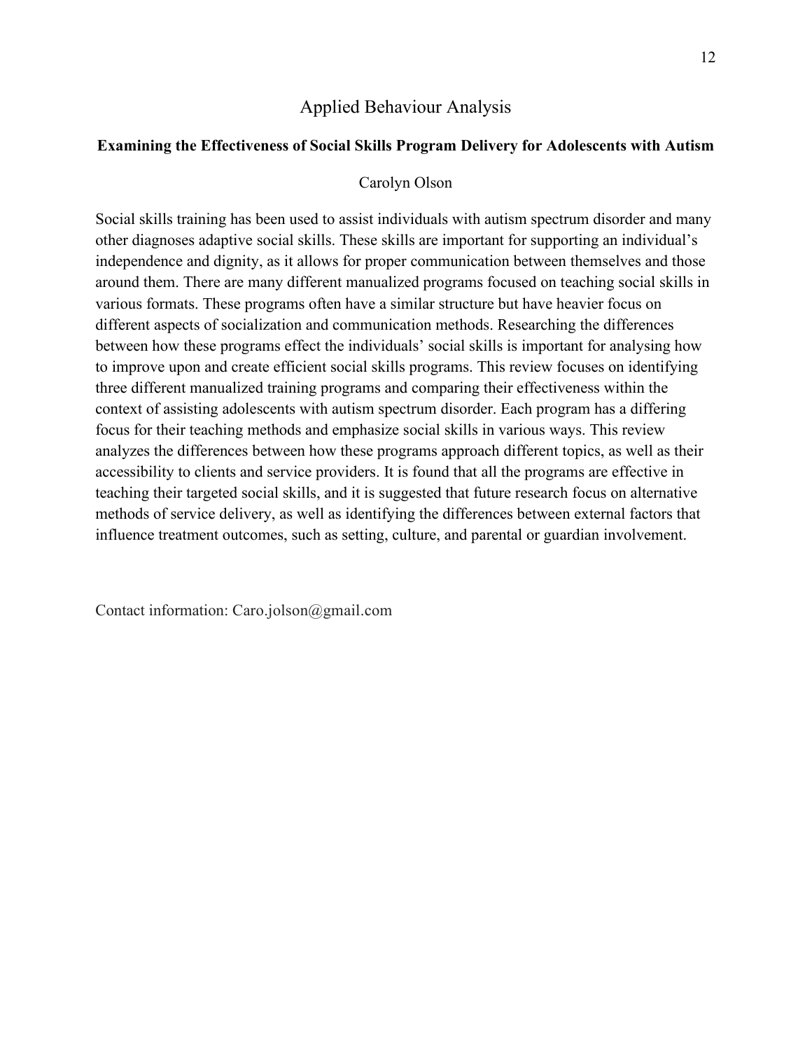# Applied Behaviour Analysis

## Examining the Effectiveness of Social Skills Program Delivery for Adolescents with Autism

Carolyn Olson

Social skills training has been used to assist individuals with autism spectrum disorder and many other diagnoses adaptive social skills. These skills are important for supporting an individual's independence and dignity, as it allows for proper communication between themselves and those around them. There are many different manualized programs focused on teaching social skills in various formats. These programs often have a similar structure but have heavier focus on different aspects of socialization and communication methods. Researching the differences between how these programs effect the individuals' social skills is important for analysing how to improve upon and create efficient social skills programs. This review focuses on identifying three different manualized training programs and comparing their effectiveness within the context of assisting adolescents with autism spectrum disorder. Each program has a differing focus for their teaching methods and emphasize social skills in various ways. This review analyzes the differences between how these programs approach different topics, as well as their accessibility to clients and service providers. It is found that all the programs are effective in teaching their targeted social skills, and it is suggested that future research focus on alternative methods of service delivery, as well as identifying the differences between external factors that influence treatment outcomes, such as setting, culture, and parental or guardian involvement.

Contact information: Caro.jolson@gmail.com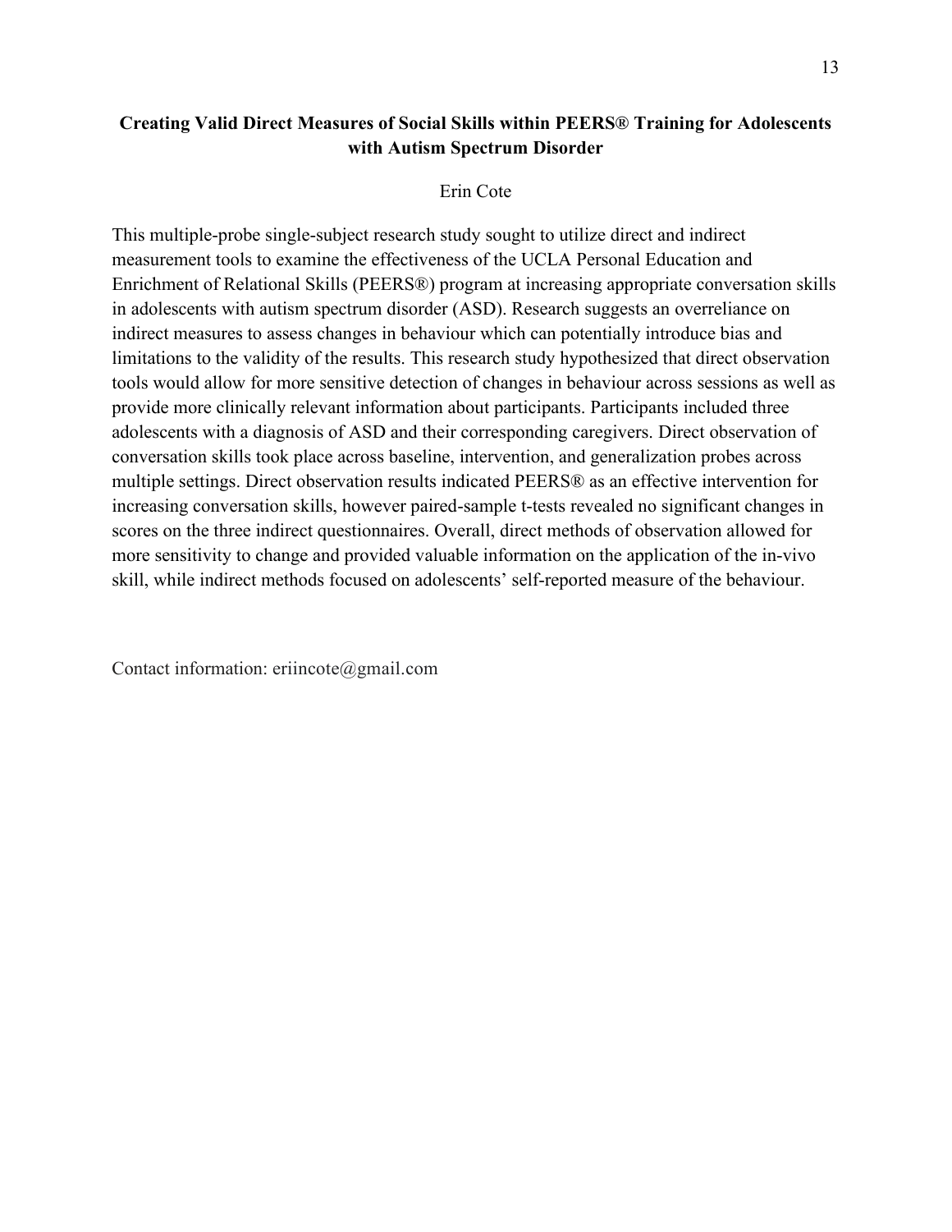## Creating Valid Direct Measures of Social Skills within PEERS® Training for Adolescents with Autism Spectrum Disorder

Erin Cote

This multiple-probe single-subject research study sought to utilize direct and indirect measurement tools to examine the effectiveness of the UCLA Personal Education and Enrichment of Relational Skills (PEERS®) program at increasing appropriate conversation skills in adolescents with autism spectrum disorder (ASD). Research suggests an overreliance on indirect measures to assess changes in behaviour which can potentially introduce bias and limitations to the validity of the results. This research study hypothesized that direct observation tools would allow for more sensitive detection of changes in behaviour across sessions as well as provide more clinically relevant information about participants. Participants included three adolescents with a diagnosis of ASD and their corresponding caregivers. Direct observation of conversation skills took place across baseline, intervention, and generalization probes across multiple settings. Direct observation results indicated PEERS® as an effective intervention for increasing conversation skills, however paired-sample t-tests revealed no significant changes in scores on the three indirect questionnaires. Overall, direct methods of observation allowed for more sensitivity to change and provided valuable information on the application of the in-vivo skill, while indirect methods focused on adolescents' self-reported measure of the behaviour.

Contact information: eriincote@gmail.com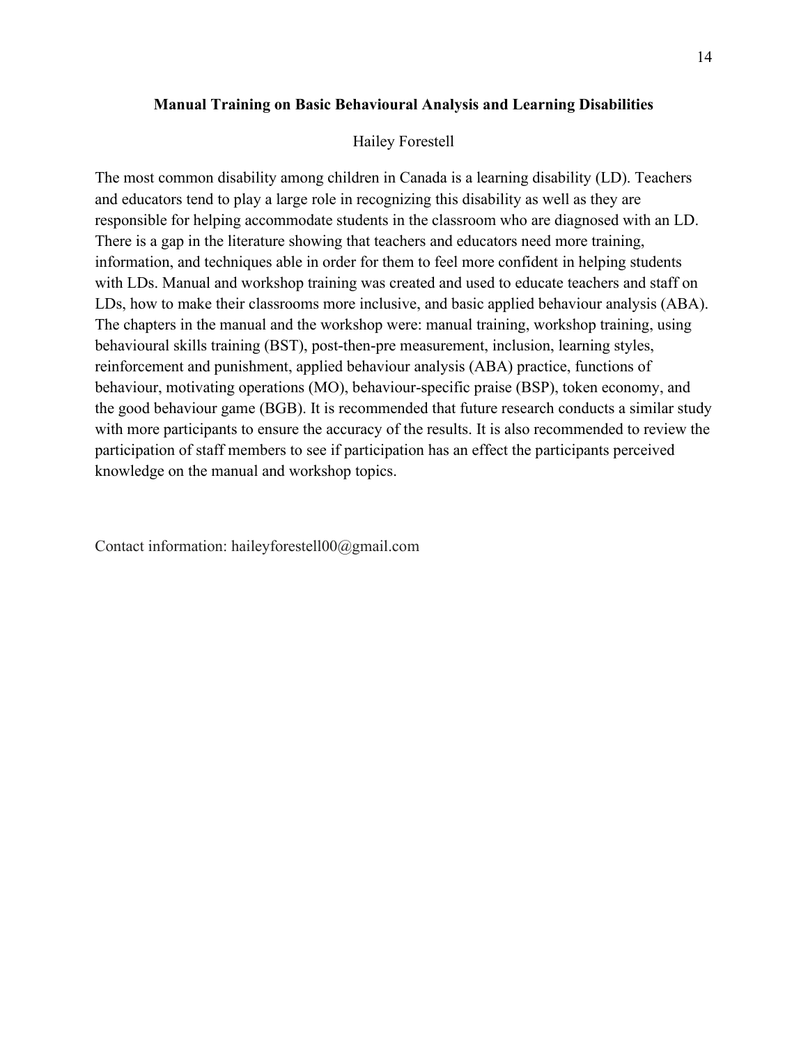## Manual Training on Basic Behavioural Analysis and Learning Disabilities

Hailey Forestell

The most common disability among children in Canada is a learning disability (LD). Teachers and educators tend to play a large role in recognizing this disability as well as they are responsible for helping accommodate students in the classroom who are diagnosed with an LD. There is a gap in the literature showing that teachers and educators need more training, information, and techniques able in order for them to feel more confident in helping students with LDs. Manual and workshop training was created and used to educate teachers and staff on LDs, how to make their classrooms more inclusive, and basic applied behaviour analysis (ABA). The chapters in the manual and the workshop were: manual training, workshop training, using behavioural skills training (BST), post-then-pre measurement, inclusion, learning styles, reinforcement and punishment, applied behaviour analysis (ABA) practice, functions of behaviour, motivating operations (MO), behaviour-specific praise (BSP), token economy, and the good behaviour game (BGB). It is recommended that future research conducts a similar study with more participants to ensure the accuracy of the results. It is also recommended to review the participation of staff members to see if participation has an effect the participants perceived knowledge on the manual and workshop topics.

Contact information: haileyforestell00@gmail.com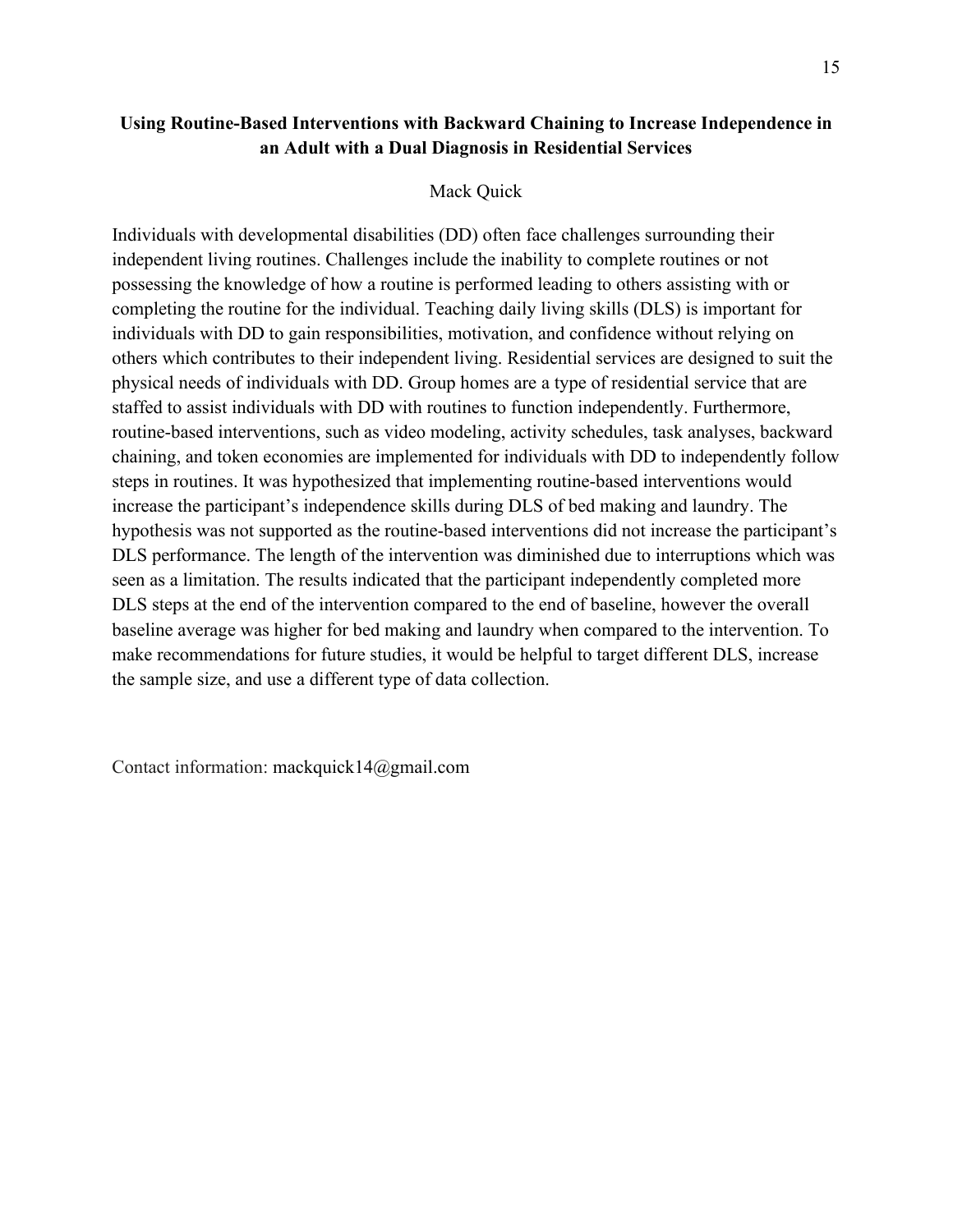## Using Routine-Based Interventions with Backward Chaining to Increase Independence in an Adult with a Dual Diagnosis in Residential Services

Mack Quick

Individuals with developmental disabilities (DD) often face challenges surrounding their independent living routines. Challenges include the inability to complete routines or not possessing the knowledge of how a routine is performed leading to others assisting with or completing the routine for the individual. Teaching daily living skills (DLS) is important for individuals with DD to gain responsibilities, motivation, and confidence without relying on others which contributes to their independent living. Residential services are designed to suit the physical needs of individuals with DD. Group homes are a type of residential service that are staffed to assist individuals with DD with routines to function independently. Furthermore, routine-based interventions, such as video modeling, activity schedules, task analyses, backward chaining, and token economies are implemented for individuals with DD to independently follow steps in routines. It was hypothesized that implementing routine-based interventions would increase the participant's independence skills during DLS of bed making and laundry. The hypothesis was not supported as the routine-based interventions did not increase the participant's DLS performance. The length of the intervention was diminished due to interruptions which was seen as a limitation. The results indicated that the participant independently completed more DLS steps at the end of the intervention compared to the end of baseline, however the overall baseline average was higher for bed making and laundry when compared to the intervention. To make recommendations for future studies, it would be helpful to target different DLS, increase the sample size, and use a different type of data collection.

Contact information: mackquick14@gmail.com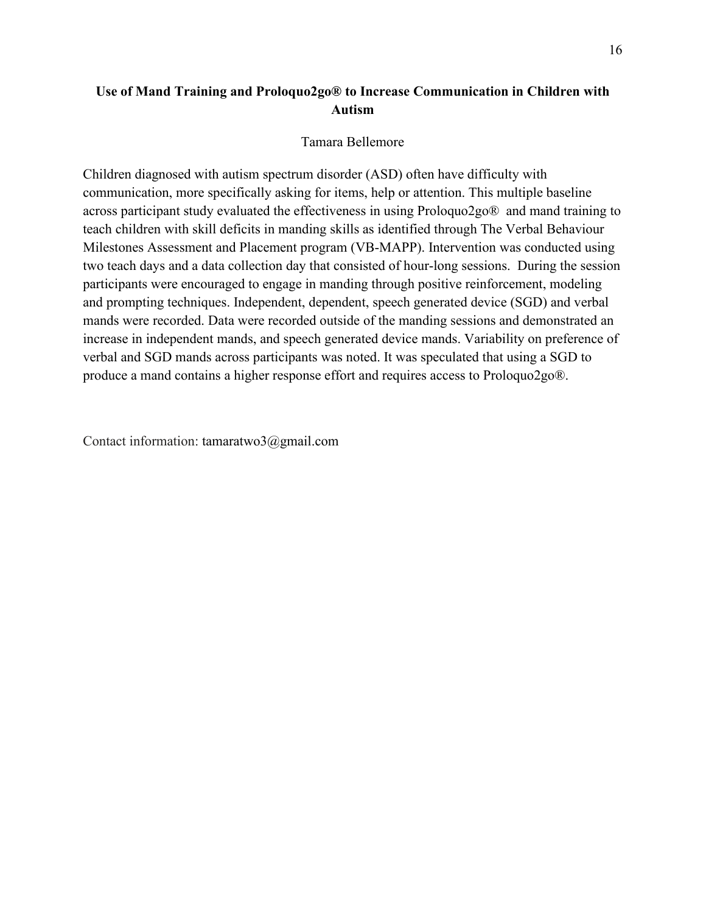## Use of Mand Training and Proloquo2go® to Increase Communication in Children with Autism

Tamara Bellemore

Children diagnosed with autism spectrum disorder (ASD) often have difficulty with communication, more specifically asking for items, help or attention. This multiple baseline across participant study evaluated the effectiveness in using Proloquo2go® and mand training to teach children with skill deficits in manding skills as identified through The Verbal Behaviour Milestones Assessment and Placement program (VB-MAPP). Intervention was conducted using two teach days and a data collection day that consisted of hour-long sessions. During the session participants were encouraged to engage in manding through positive reinforcement, modeling and prompting techniques. Independent, dependent, speech generated device (SGD) and verbal mands were recorded. Data were recorded outside of the manding sessions and demonstrated an increase in independent mands, and speech generated device mands. Variability on preference of verbal and SGD mands across participants was noted. It was speculated that using a SGD to produce a mand contains a higher response effort and requires access to Proloquo2go®.

Contact information: tamaratwo3@gmail.com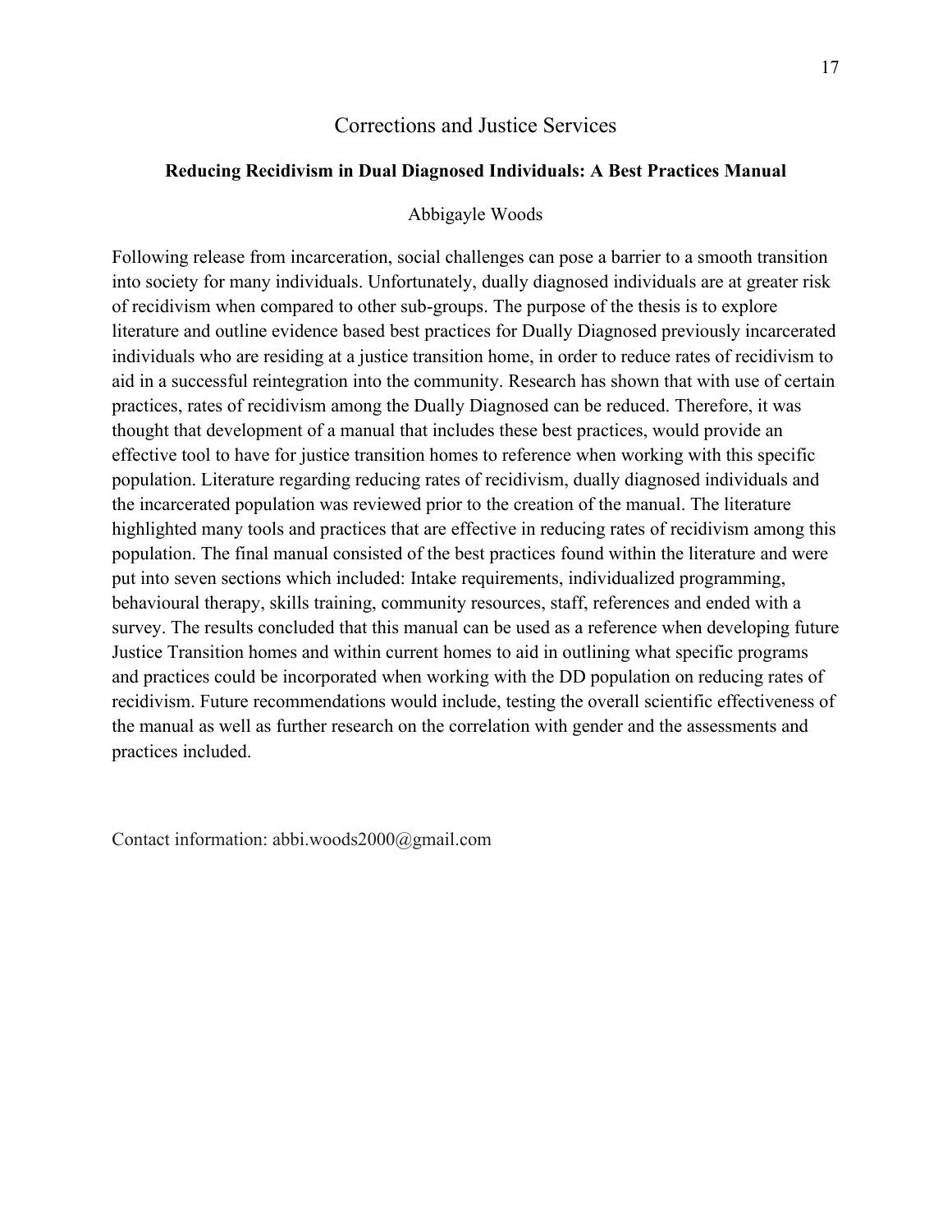## Corrections and Justice Services

### Reducing Recidivism in Dual Diagnosed Individuals: A Best Practices Manual

Abbigayle Woods

Following release from incarceration, social challenges can pose a barrier to a smooth transition into society for many individuals. Unfortunately, dually diagnosed individuals are at greater risk of recidivism when compared to other sub-groups. The purpose of the thesis is to explore literature and outline evidence based best practices for Dually Diagnosed previously incarcerated individuals who are residing at a justice transition home, in order to reduce rates of recidivism to aid in a successful reintegration into the community. Research has shown that with use of certain practices, rates of recidivism among the Dually Diagnosed can be reduced. Therefore, it was thought that development of a manual that includes these best practices, would provide an effective tool to have for justice transition homes to reference when working with this specific population. Literature regarding reducing rates of recidivism, dually diagnosed individuals and the incarcerated population was reviewed prior to the creation of the manual. The literature highlighted many tools and practices that are effective in reducing rates of recidivism among this population. The final manual consisted of the best practices found within the literature and were put into seven sections which included: Intake requirements, individualized programming, behavioural therapy, skills training, community resources, staff, references and ended with a survey. The results concluded that this manual can be used as a reference when developing future Justice Transition homes and within current homes to aid in outlining what specific programs and practices could be incorporated when working with the DD population on reducing rates of recidivism. Future recommendations would include, testing the overall scientific effectiveness of the manual as well as further research on the correlation with gender and the assessments and practices included.

Contact information: abbi.woods2000@gmail.com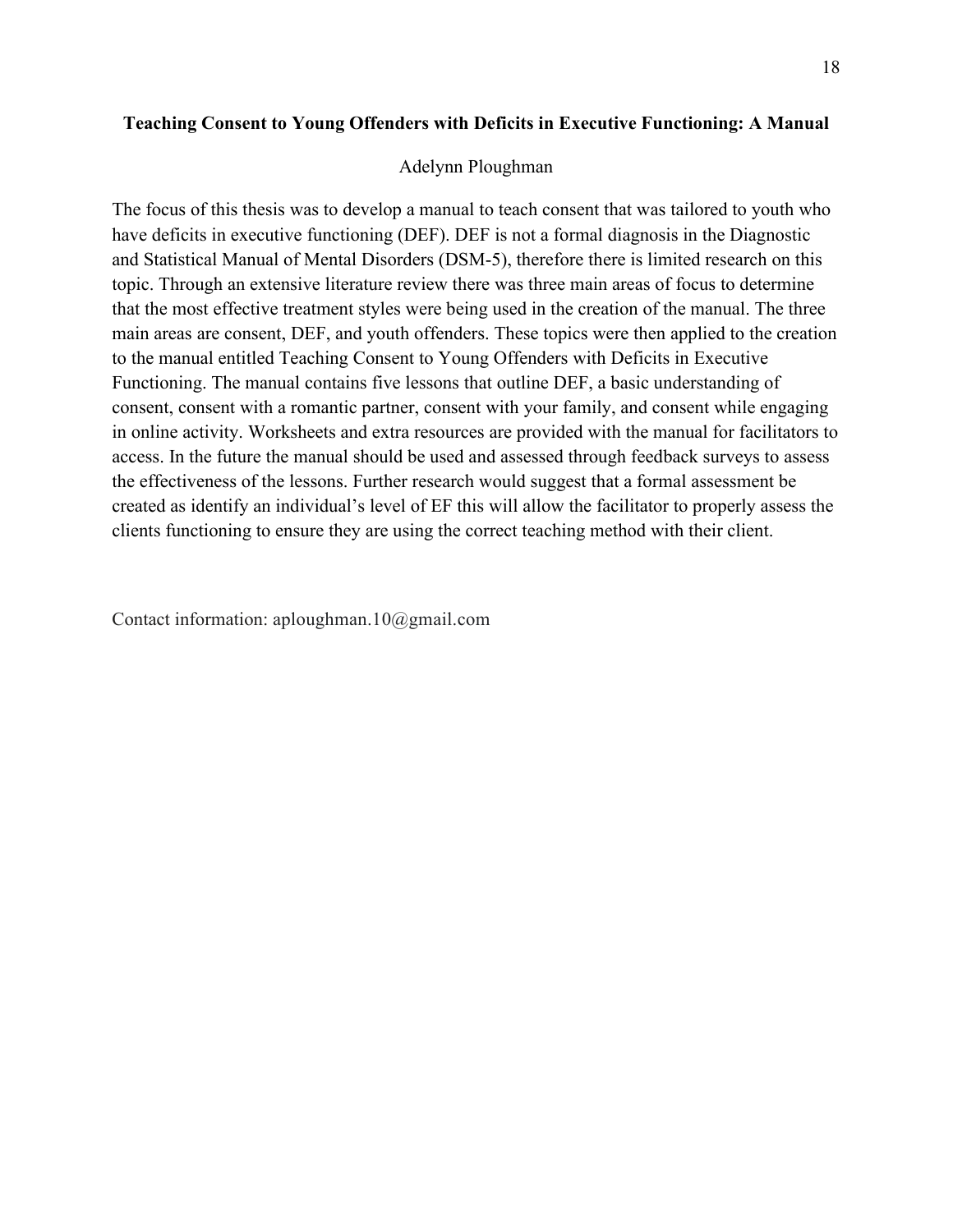**Teaching Consent to Young Offenders with Deficits in Executive Functioning: A Manual**

Adelynn Ploughman

The focus of this thesis was to develop a manual to teach consent that was tailored to youth who have deficits in executive functioning (DEF). DEF is not a formal diagnosis in the Diagnostic and Statistical Manual of Mental Disorders (DSM-5), therefore there is limited research on this topic. Through an extensive literature review there was three main areas of focus to determine that the most effective treatment styles were being used in the creation of the manual. The three main areas are consent, DEF, and youth offenders. These topics were then applied to the creation to the manual entitled Teaching Consent to Young Offenders with Deficits in Executive Functioning. The manual contains five lessons that outline DEF, a basic understanding of consent, consent with a romantic partner, consent with your family, and consent while engaging in online activity. Worksheets and extra resources are provided with the manual for facilitators to access. In the future the manual should be used and assessed through feedback surveys to assess the effectiveness of the lessons. Further research would suggest that a formal assessment be created as identify an individual's level of EF this will allow the facilitator to properly assess the clients functioning to ensure they are using the correct teaching method with their client.

Contact information: aploughman.10@gmail.com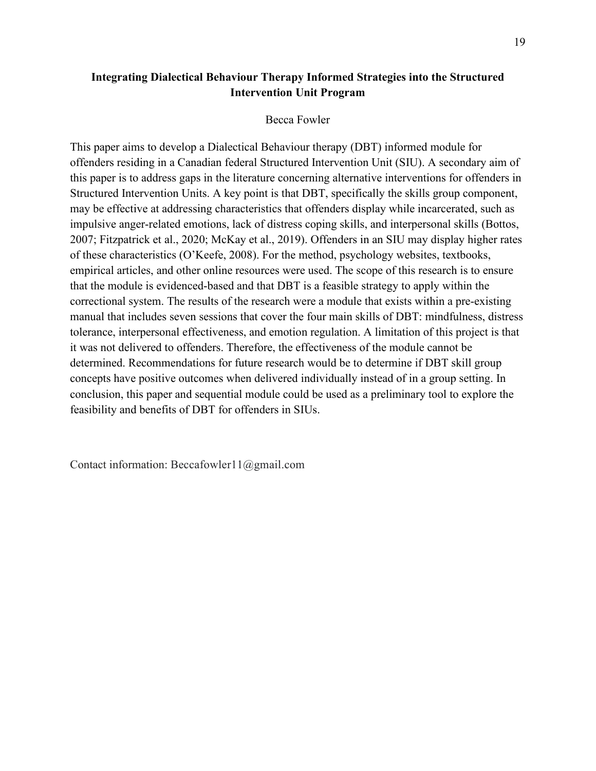**Integrating Dialectical Behaviour Therapy Informed Strategies into the Structured Intervention Unit Program**

Becca Fowler

This paper aims to develop a Dialectical Behaviour therapy (DBT) informed module for offenders residing in a Canadian federal Structured Intervention Unit (SIU). A secondary aim of this paper is to address gaps in the literature concerning alternative interventions for offenders in Structured Intervention Units. A key point is that DBT, specifically the skills group component, may be effective at addressing characteristics that offenders display while incarcerated, such as impulsive anger-related emotions, lack of distress coping skills, and interpersonal skills (Bottos, 2007; Fitzpatrick et al., 2020; McKay et al., 2019). Offenders in an SIU may display higher rates of these characteristics (O'Keefe, 2008). For the method, psychology websites, textbooks, empirical articles, and other online resources were used. The scope of this research is to ensure that the module is evidenced-based and that DBT is a feasible strategy to apply within the correctional system. The results of the research were a module that exists within a pre-existing manual that includes seven sessions that cover the four main skills of DBT: mindfulness, distress tolerance, interpersonal effectiveness, and emotion regulation. A limitation of this project is that it was not delivered to offenders. Therefore, the effectiveness of the module cannot be determined. Recommendations for future research would be to determine if DBT skill group concepts have positive outcomes when delivered individually instead of in a group setting. In conclusion, this paper and sequential module could be used as a preliminary tool to explore the feasibility and benefits of DBT for offenders in SIUs.

Contact information: Beccafowler11@gmail.com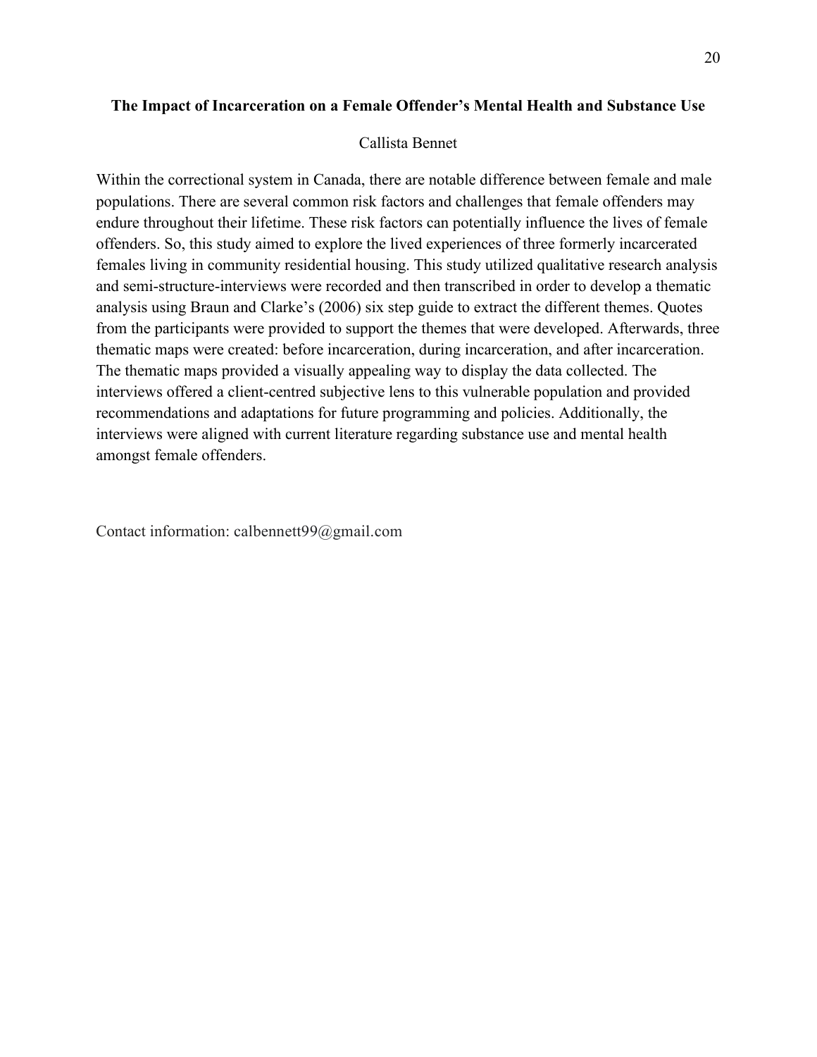## The Impact of Incarceration on a Female Offender's Mental Health and Substance Use

Callista Bennet

Within the correctional system in Canada, there are notable difference between female and male populations. There are several common risk factors and challenges that female offenders may endure throughout their lifetime. These risk factors can potentially influence the lives of female offenders. So, this study aimed to explore the lived experiences of three formerly incarcerated females living in community residential housing. This study utilized qualitative research analysis and semi-structure-interviews were recorded and then transcribed in order to develop a thematic analysis using Braun and Clarke's (2006) six step guide to extract the different themes. Quotes from the participants were provided to support the themes that were developed. Afterwards, three thematic maps were created: before incarceration, during incarceration, and after incarceration. The thematic maps provided a visually appealing way to display the data collected. The interviews offered a client-centred subjective lens to this vulnerable population and provided recommendations and adaptations for future programming and policies. Additionally, the interviews were aligned with current literature regarding substance use and mental health amongst female offenders.

Contact information: calbennett99@gmail.com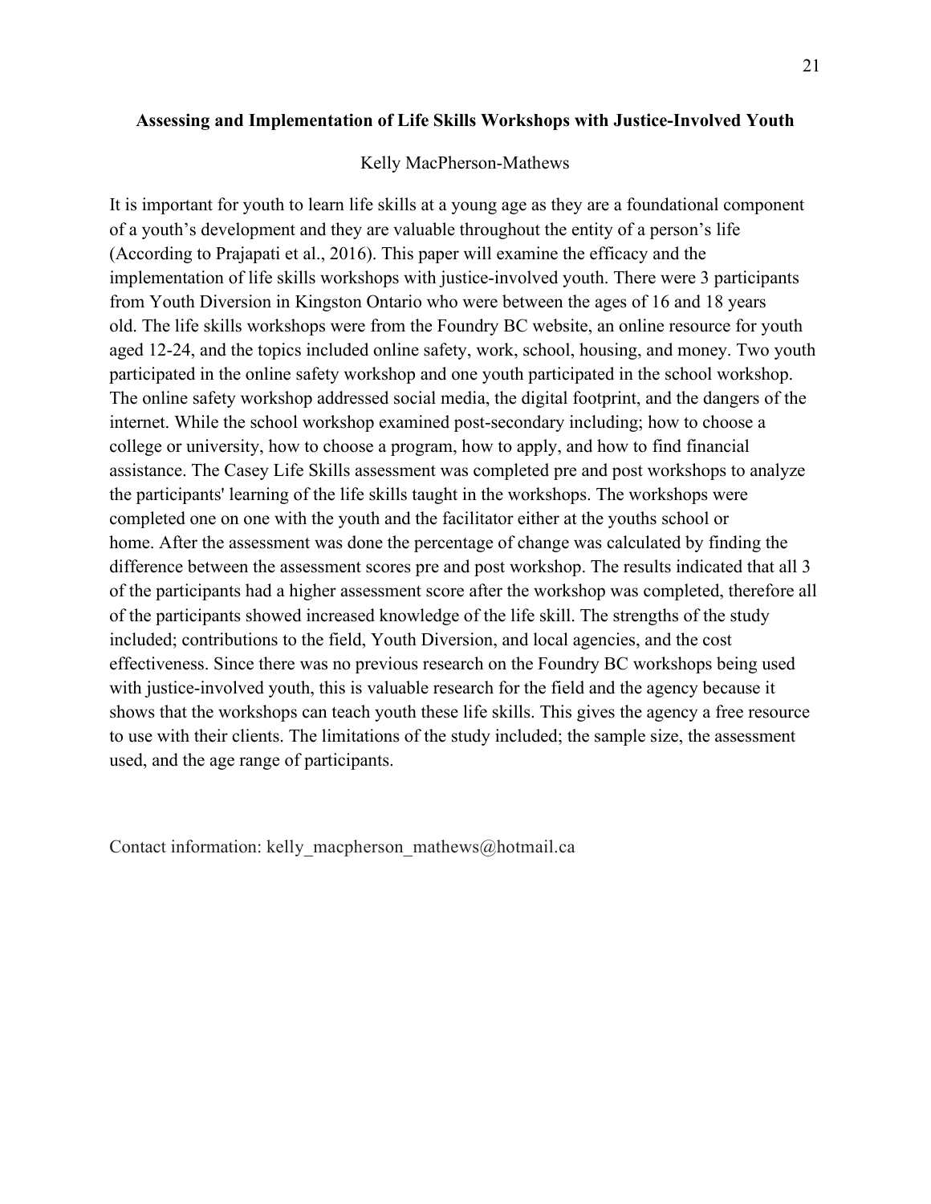**Assessing and Implementation of Life Skills Workshops with Justice-Involved Youth**

Kelly MacPherson-Mathews

It is important for youth to learn life skills at a young age as they are a foundational component of a youth's development and they are valuable throughout the entity of a person's life (According to Prajapati et al., 2016). This paper will examine the efficacy and the implementation of life skills workshops with justice-involved youth. There were 3 participants from Youth Diversion in Kingston Ontario who were between the ages of 16 and 18 years old. The life skills workshops were from the Foundry BC website, an online resource for youth aged 12-24, and the topics included online safety, work, school, housing, and money. Two youth participated in the online safety workshop and one youth participated in the school workshop. The online safety workshop addressed social media, the digital footprint, and the dangers of the internet. While the school workshop examined post-secondary including; how to choose a college or university, how to choose a program, how to apply, and how to find financial assistance. The Casey Life Skills assessment was completed pre and post workshops to analyze the participants' learning of the life skills taught in the workshops. The workshops were completed one on one with the youth and the facilitator either at the youths school or home. After the assessment was done the percentage of change was calculated by finding the difference between the assessment scores pre and post workshop. The results indicated that all 3 of the participants had a higher assessment score after the workshop was completed, therefore all of the participants showed increased knowledge of the life skill. The strengths of the study included; contributions to the field, Youth Diversion, and local agencies, and the cost effectiveness. Since there was no previous research on the Foundry BC workshops being used with justice-involved youth, this is valuable research for the field and the agency because it shows that the workshops can teach youth these life skills. This gives the agency a free resource to use with their clients. The limitations of the study included; the sample size, the assessment used, and the age range of participants.

Contact information: kelly_macpherson_mathews@hotmail.ca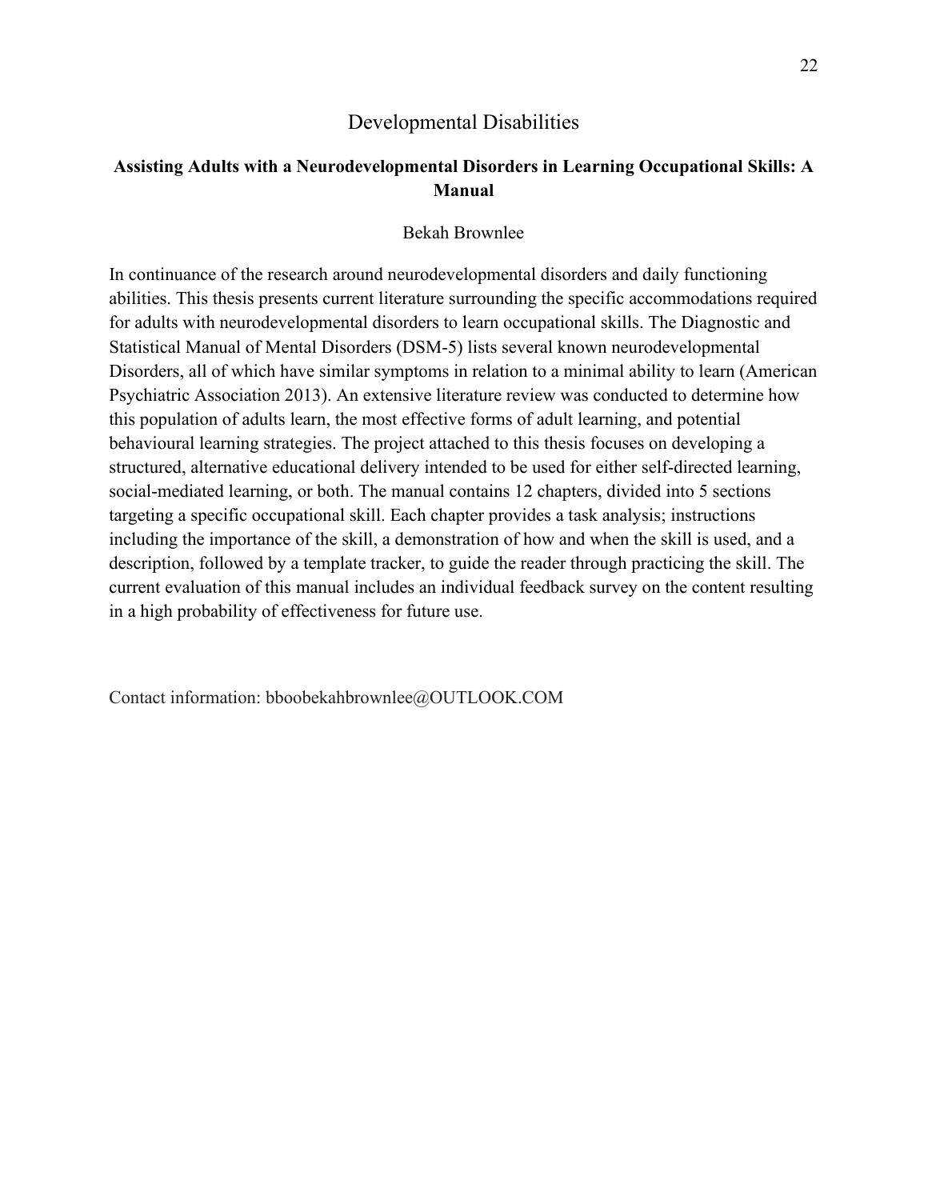# Developmental Disabilities

## Assisting Adults with a Neurodevelopmental Disorders in Learning Occupational Skills: A Manual

Bekah Brownlee

In continuance of the research around neurodevelopmental disorders and daily functioning abilities. This thesis presents current literature surrounding the specific accommodations required for adults with neurodevelopmental disorders to learn occupational skills. The Diagnostic and Statistical Manual of Mental Disorders (DSM-5) lists several known neurodevelopmental Disorders, all of which have similar symptoms in relation to a minimal ability to learn (American Psychiatric Association 2013). An extensive literature review was conducted to determine how this population of adults learn, the most effective forms of adult learning, and potential behavioural learning strategies. The project attached to this thesis focuses on developing a structured, alternative educational delivery intended to be used for either self-directed learning, social-mediated learning, or both. The manual contains 12 chapters, divided into 5 sections targeting a specific occupational skill. Each chapter provides a task analysis; instructions including the importance of the skill, a demonstration of how and when the skill is used, and a description, followed by a template tracker, to guide the reader through practicing the skill. The current evaluation of this manual includes an individual feedback survey on the content resulting in a high probability of effectiveness for future use.

Contact information: bboobekahbrownlee@OUTLOOK.COM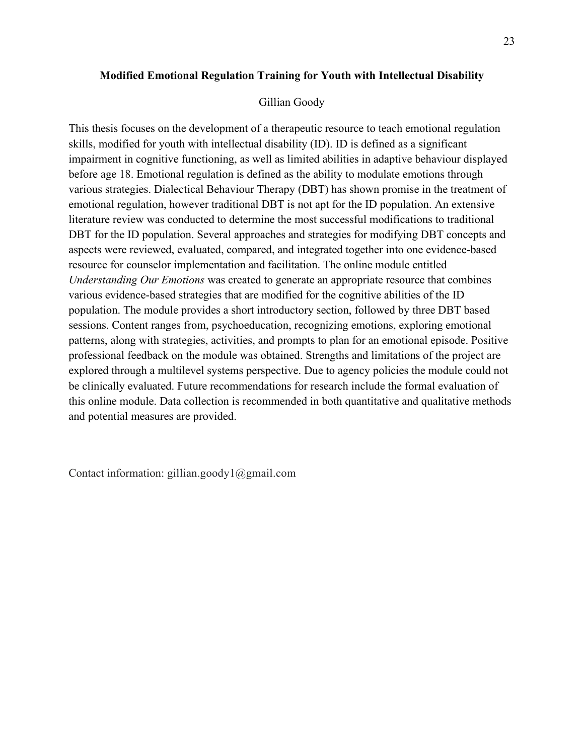## Modified Emotional Regulation Training for Youth with Intellectual Disability

Gillian Goody

This thesis focuses on the development of a therapeutic resource to teach emotional regulation skills, modified for youth with intellectual disability (ID). ID is defined as a significant impairment in cognitive functioning, as well as limited abilities in adaptive behaviour displayed before age 18. Emotional regulation is defined as the ability to modulate emotions through various strategies. Dialectical Behaviour Therapy (DBT) has shown promise in the treatment of emotional regulation, however traditional DBT is not apt for the ID population. An extensive literature review was conducted to determine the most successful modifications to traditional DBT for the ID population. Several approaches and strategies for modifying DBT concepts and aspects were reviewed, evaluated, compared, and integrated together into one evidence-based resource for counselor implementation and facilitation. The online module entitled *Understanding Our Emotions* was created to generate an appropriate resource that combines various evidence-based strategies that are modified for the cognitive abilities of the ID population. The module provides a short introductory section, followed by three DBT based sessions. Content ranges from, psychoeducation, recognizing emotions, exploring emotional patterns, along with strategies, activities, and prompts to plan for an emotional episode. Positive professional feedback on the module was obtained. Strengths and limitations of the project are explored through a multilevel systems perspective. Due to agency policies the module could not be clinically evaluated. Future recommendations for research include the formal evaluation of this online module. Data collection is recommended in both quantitative and qualitative methods and potential measures are provided.

Contact information: gillian.goody1@gmail.com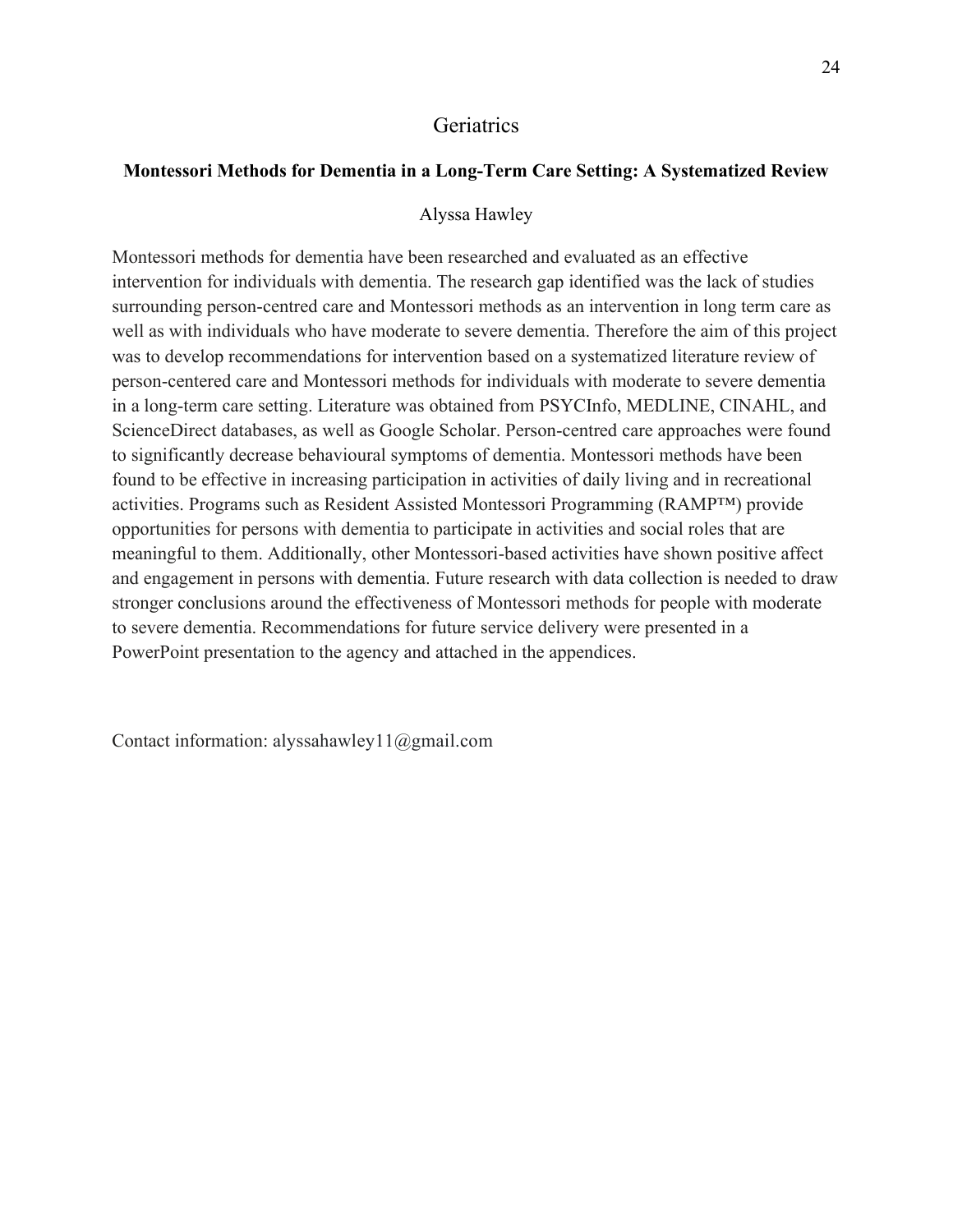# Geriatrics

## Montessori Methods for Dementia in a Long-Term Care Setting: A Systematized Review

Alyssa Hawley

Montessori methods for dementia have been researched and evaluated as an effective intervention for individuals with dementia. The research gap identified was the lack of studies surrounding person-centred care and Montessori methods as an intervention in long term care as well as with individuals who have moderate to severe dementia. Therefore the aim of this project was to develop recommendations for intervention based on a systematized literature review of person-centered care and Montessori methods for individuals with moderate to severe dementia in a long-term care setting. Literature was obtained from PSYCInfo, MEDLINE, CINAHL, and ScienceDirect databases, as well as Google Scholar. Person-centred care approaches were found to significantly decrease behavioural symptoms of dementia. Montessori methods have been found to be effective in increasing participation in activities of daily living and in recreational activities. Programs such as Resident Assisted Montessori Programming (RAMP™) provide opportunities for persons with dementia to participate in activities and social roles that are meaningful to them. Additionally, other Montessori-based activities have shown positive affect and engagement in persons with dementia. Future research with data collection is needed to draw stronger conclusions around the effectiveness of Montessori methods for people with moderate to severe dementia. Recommendations for future service delivery were presented in a PowerPoint presentation to the agency and attached in the appendices.

Contact information: alyssahawley11@gmail.com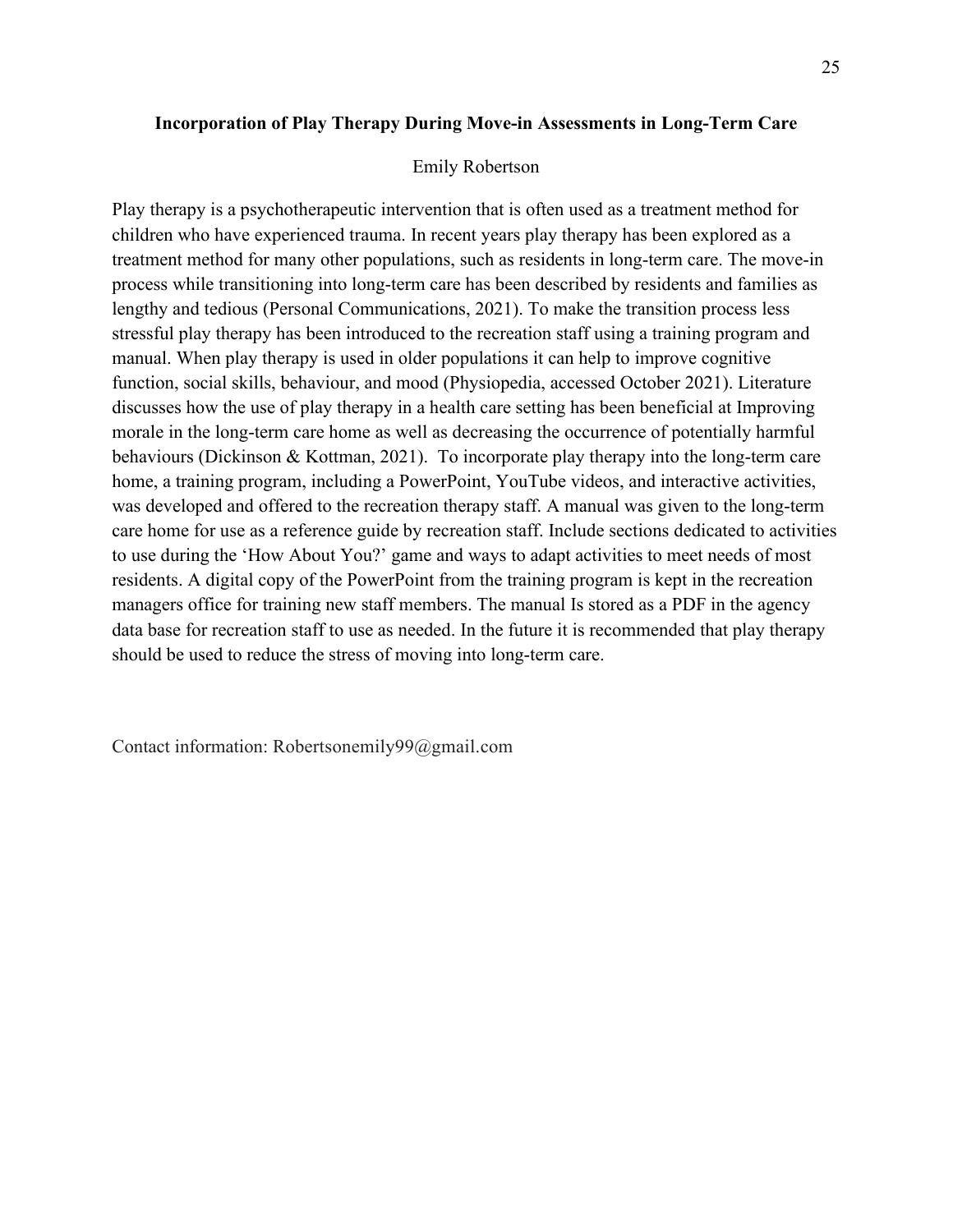**Incorporation of Play Therapy During Move-in Assessments in Long-Term Care**

Emily Robertson

Play therapy is a psychotherapeutic intervention that is often used as a treatment method for children who have experienced trauma. In recent years play therapy has been explored as a treatment method for many other populations, such as residents in long-term care. The move-in process while transitioning into long-term care has been described by residents and families as lengthy and tedious (Personal Communications, 2021). To make the transition process less stressful play therapy has been introduced to the recreation staff using a training program and manual. When play therapy is used in older populations it can help to improve cognitive function, social skills, behaviour, and mood (Physiopedia, accessed October 2021). Literature discusses how the use of play therapy in a health care setting has been beneficial at Improving morale in the long-term care home as well as decreasing the occurrence of potentially harmful behaviours (Dickinson & Kottman, 2021). To incorporate play therapy into the long-term care home, a training program, including a PowerPoint, YouTube videos, and interactive activities, was developed and offered to the recreation therapy staff. A manual was given to the long-term care home for use as a reference guide by recreation staff. Include sections dedicated to activities to use during the 'How About You?' game and ways to adapt activities to meet needs of most residents. A digital copy of the PowerPoint from the training program is kept in the recreation managers office for training new staff members. The manual Is stored as a PDF in the agency data base for recreation staff to use as needed. In the future it is recommended that play therapy should be used to reduce the stress of moving into long-term care.

Contact information: Robertsonemily99@gmail.com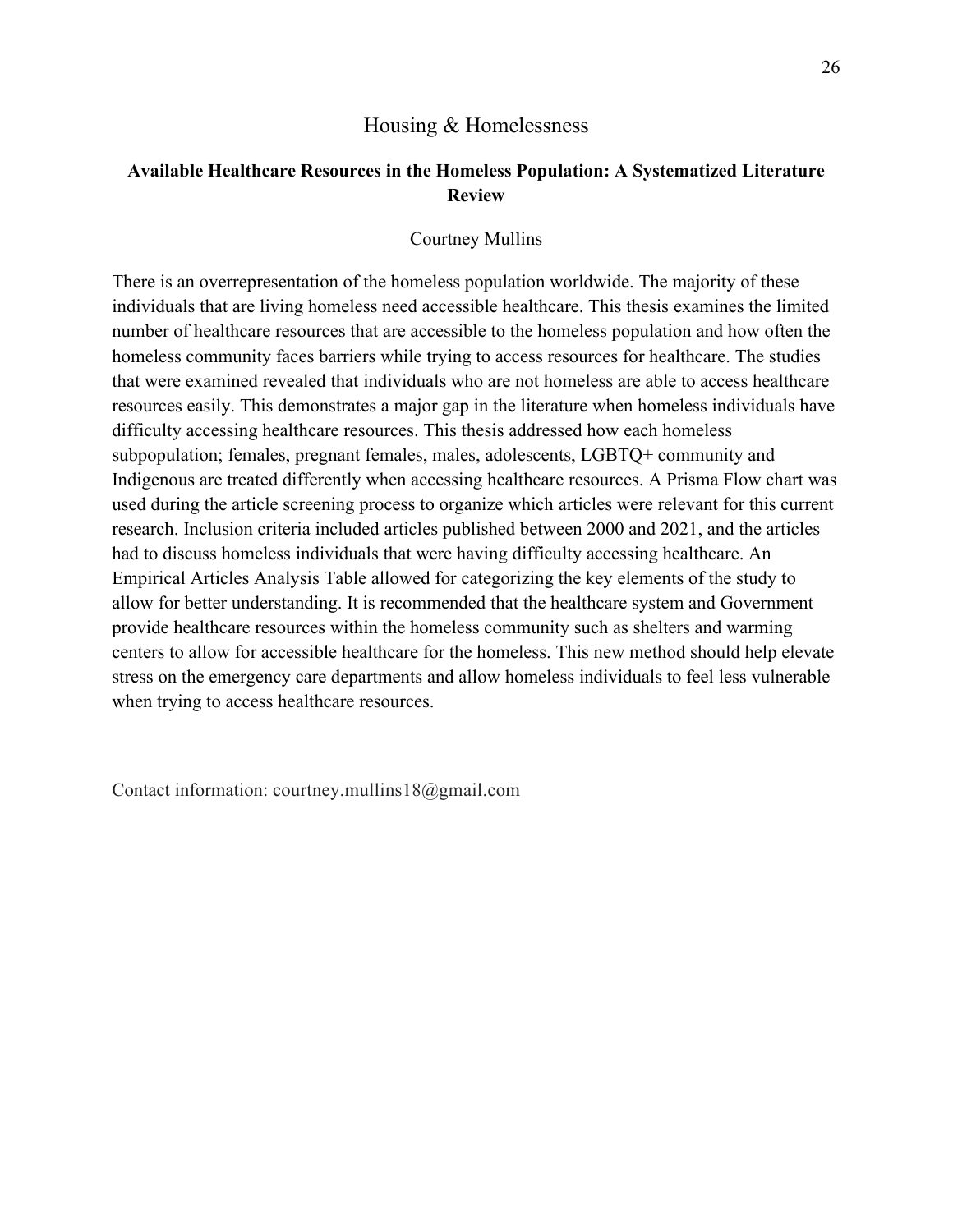## Housing & Homelessness

### Available Healthcare Resources in the Homeless Population: A Systematized Literature Review

Courtney Mullins

There is an overrepresentation of the homeless population worldwide. The majority of these individuals that are living homeless need accessible healthcare. This thesis examines the limited number of healthcare resources that are accessible to the homeless population and how often the homeless community faces barriers while trying to access resources for healthcare. The studies that were examined revealed that individuals who are not homeless are able to access healthcare resources easily. This demonstrates a major gap in the literature when homeless individuals have difficulty accessing healthcare resources. This thesis addressed how each homeless subpopulation; females, pregnant females, males, adolescents, LGBTQ+ community and Indigenous are treated differently when accessing healthcare resources. A Prisma Flow chart was used during the article screening process to organize which articles were relevant for this current research. Inclusion criteria included articles published between 2000 and 2021, and the articles had to discuss homeless individuals that were having difficulty accessing healthcare. An Empirical Articles Analysis Table allowed for categorizing the key elements of the study to allow for better understanding. It is recommended that the healthcare system and Government provide healthcare resources within the homeless community such as shelters and warming centers to allow for accessible healthcare for the homeless. This new method should help elevate stress on the emergency care departments and allow homeless individuals to feel less vulnerable when trying to access healthcare resources.

Contact information: courtney.mullins18@gmail.com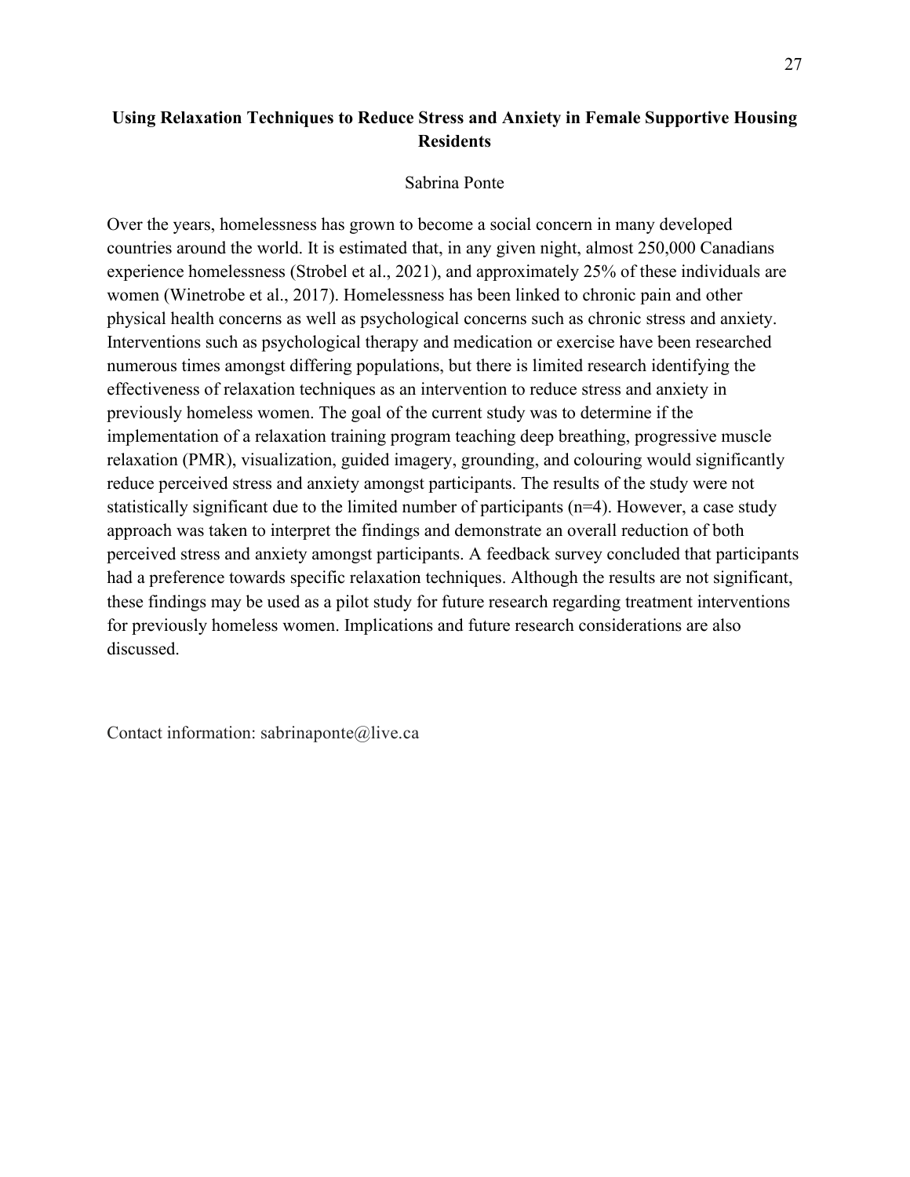## Using Relaxation Techniques to Reduce Stress and Anxiety in Female Supportive Housing Residents

Sabrina Ponte

Over the years, homelessness has grown to become a social concern in many developed countries around the world. It is estimated that, in any given night, almost 250,000 Canadians experience homelessness (Strobel et al., 2021), and approximately 25% of these individuals are women (Winetrobe et al., 2017). Homelessness has been linked to chronic pain and other physical health concerns as well as psychological concerns such as chronic stress and anxiety. Interventions such as psychological therapy and medication or exercise have been researched numerous times amongst differing populations, but there is limited research identifying the effectiveness of relaxation techniques as an intervention to reduce stress and anxiety in previously homeless women. The goal of the current study was to determine if the implementation of a relaxation training program teaching deep breathing, progressive muscle relaxation (PMR), visualization, guided imagery, grounding, and colouring would significantly reduce perceived stress and anxiety amongst participants. The results of the study were not statistically significant due to the limited number of participants ($n=4$). However, a case study approach was taken to interpret the findings and demonstrate an overall reduction of both perceived stress and anxiety amongst participants. A feedback survey concluded that participants had a preference towards specific relaxation techniques. Although the results are not significant, these findings may be used as a pilot study for future research regarding treatment interventions for previously homeless women. Implications and future research considerations are also discussed.

Contact information: sabrinaponte@live.ca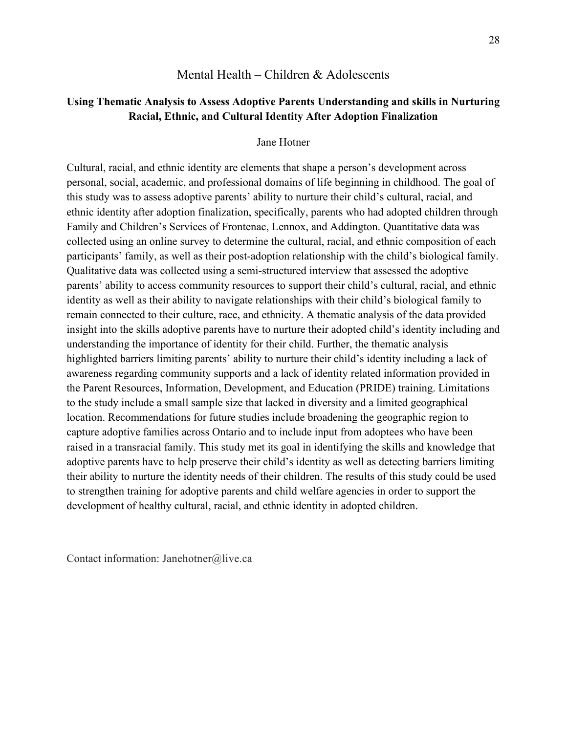## Mental Health – Children & Adolescents

### Using Thematic Analysis to Assess Adoptive Parents Understanding and skills in Nurturing Racial, Ethnic, and Cultural Identity After Adoption Finalization

Jane Hotner

Cultural, racial, and ethnic identity are elements that shape a person's development across personal, social, academic, and professional domains of life beginning in childhood. The goal of this study was to assess adoptive parents' ability to nurture their child's cultural, racial, and ethnic identity after adoption finalization, specifically, parents who had adopted children through Family and Children's Services of Frontenac, Lennox, and Addington. Quantitative data was collected using an online survey to determine the cultural, racial, and ethnic composition of each participants' family, as well as their post-adoption relationship with the child's biological family. Qualitative data was collected using a semi-structured interview that assessed the adoptive parents' ability to access community resources to support their child's cultural, racial, and ethnic identity as well as their ability to navigate relationships with their child's biological family to remain connected to their culture, race, and ethnicity. A thematic analysis of the data provided insight into the skills adoptive parents have to nurture their adopted child's identity including and understanding the importance of identity for their child. Further, the thematic analysis highlighted barriers limiting parents' ability to nurture their child's identity including a lack of awareness regarding community supports and a lack of identity related information provided in the Parent Resources, Information, Development, and Education (PRIDE) training. Limitations to the study include a small sample size that lacked in diversity and a limited geographical location. Recommendations for future studies include broadening the geographic region to capture adoptive families across Ontario and to include input from adoptees who have been raised in a transracial family. This study met its goal in identifying the skills and knowledge that adoptive parents have to help preserve their child's identity as well as detecting barriers limiting their ability to nurture the identity needs of their children. The results of this study could be used to strengthen training for adoptive parents and child welfare agencies in order to support the development of healthy cultural, racial, and ethnic identity in adopted children.

Contact information: Janehotner@live.ca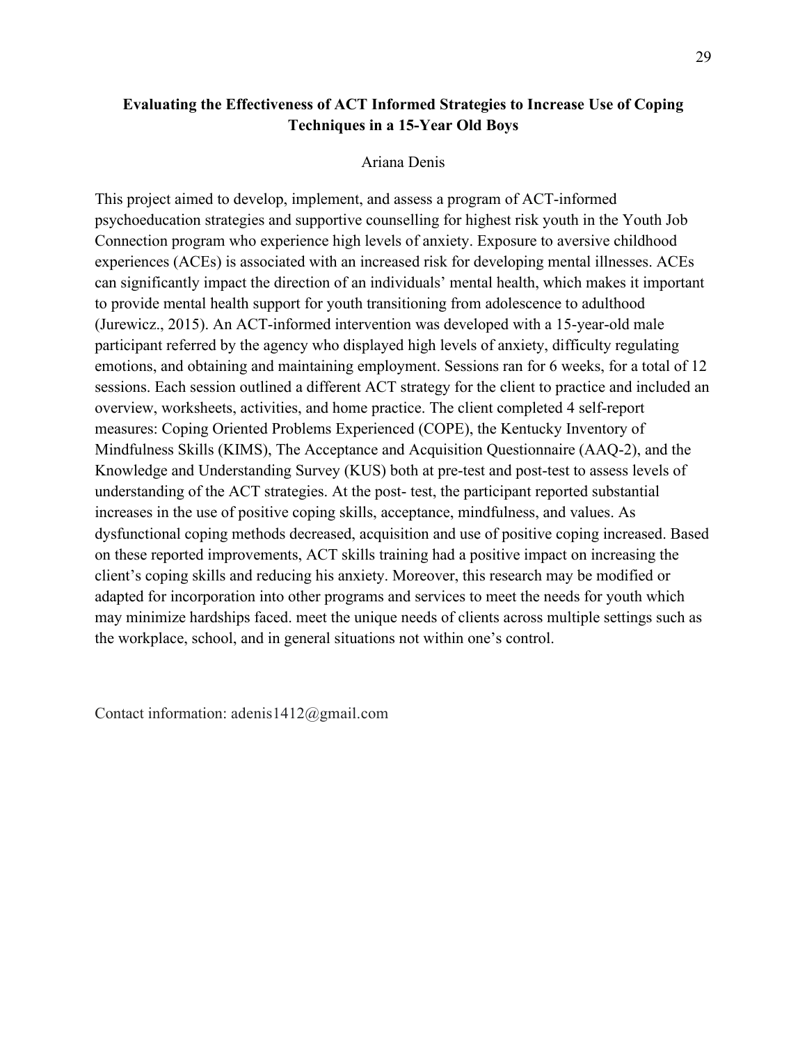## Evaluating the Effectiveness of ACT Informed Strategies to Increase Use of Coping Techniques in a 15-Year Old Boys

Ariana Denis

This project aimed to develop, implement, and assess a program of ACT-informed psychoeducation strategies and supportive counselling for highest risk youth in the Youth Job Connection program who experience high levels of anxiety. Exposure to aversive childhood experiences (ACEs) is associated with an increased risk for developing mental illnesses. ACEs can significantly impact the direction of an individuals' mental health, which makes it important to provide mental health support for youth transitioning from adolescence to adulthood (Jurewicz., 2015). An ACT-informed intervention was developed with a 15-year-old male participant referred by the agency who displayed high levels of anxiety, difficulty regulating emotions, and obtaining and maintaining employment. Sessions ran for 6 weeks, for a total of 12 sessions. Each session outlined a different ACT strategy for the client to practice and included an overview, worksheets, activities, and home practice. The client completed 4 self-report measures: Coping Oriented Problems Experienced (COPE), the Kentucky Inventory of Mindfulness Skills (KIMS), The Acceptance and Acquisition Questionnaire (AAQ-2), and the Knowledge and Understanding Survey (KUS) both at pre-test and post-test to assess levels of understanding of the ACT strategies. At the post- test, the participant reported substantial increases in the use of positive coping skills, acceptance, mindfulness, and values. As dysfunctional coping methods decreased, acquisition and use of positive coping increased. Based on these reported improvements, ACT skills training had a positive impact on increasing the client's coping skills and reducing his anxiety. Moreover, this research may be modified or adapted for incorporation into other programs and services to meet the needs for youth which may minimize hardships faced. meet the unique needs of clients across multiple settings such as the workplace, school, and in general situations not within one's control.

Contact information: adenis1412@gmail.com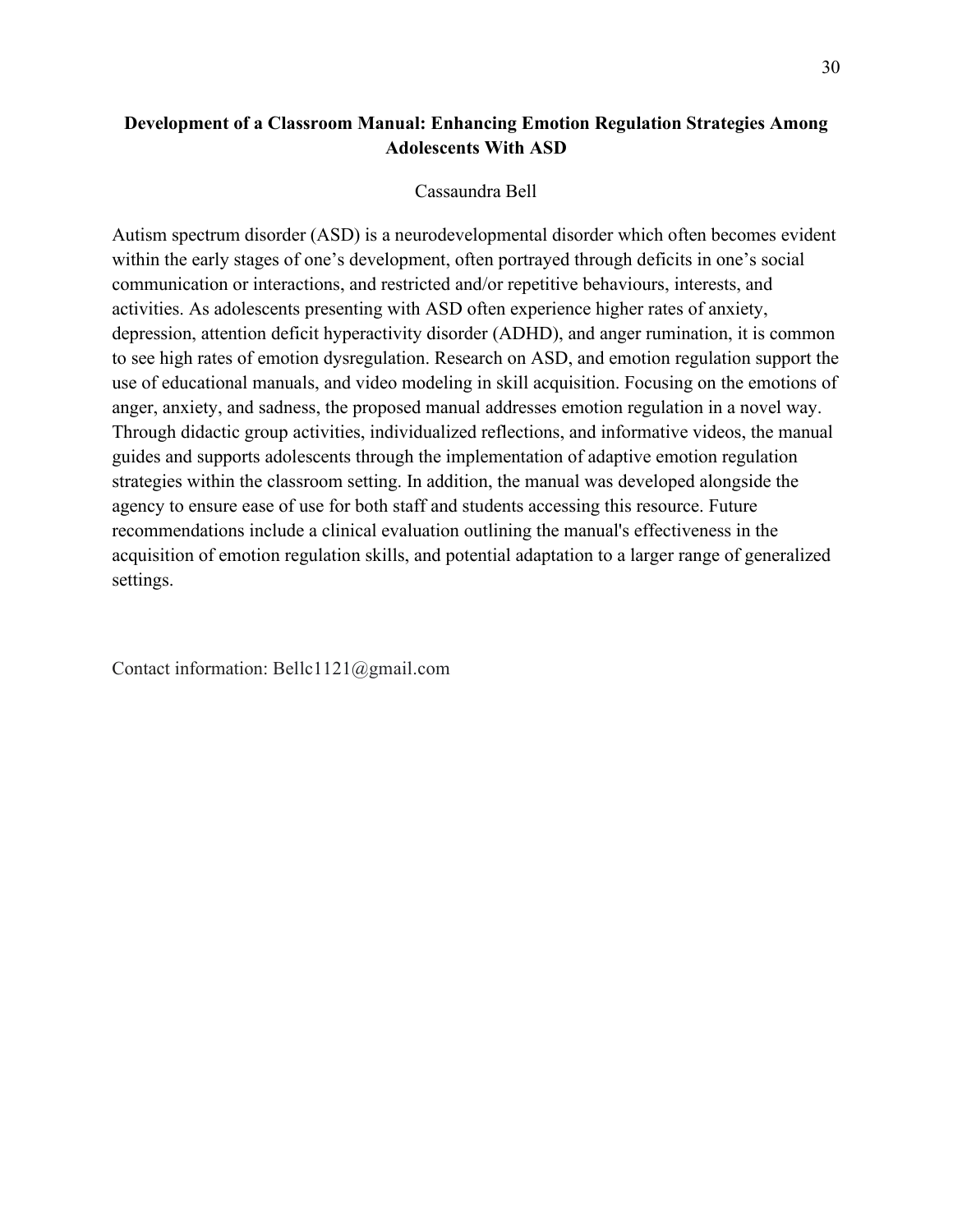## Development of a Classroom Manual: Enhancing Emotion Regulation Strategies Among Adolescents With ASD

Cassaundra Bell

Autism spectrum disorder (ASD) is a neurodevelopmental disorder which often becomes evident within the early stages of one's development, often portrayed through deficits in one's social communication or interactions, and restricted and/or repetitive behaviours, interests, and activities. As adolescents presenting with ASD often experience higher rates of anxiety, depression, attention deficit hyperactivity disorder (ADHD), and anger rumination, it is common to see high rates of emotion dysregulation. Research on ASD, and emotion regulation support the use of educational manuals, and video modeling in skill acquisition. Focusing on the emotions of anger, anxiety, and sadness, the proposed manual addresses emotion regulation in a novel way. Through didactic group activities, individualized reflections, and informative videos, the manual guides and supports adolescents through the implementation of adaptive emotion regulation strategies within the classroom setting. In addition, the manual was developed alongside the agency to ensure ease of use for both staff and students accessing this resource. Future recommendations include a clinical evaluation outlining the manual's effectiveness in the acquisition of emotion regulation skills, and potential adaptation to a larger range of generalized settings.

Contact information: Bellc1121@gmail.com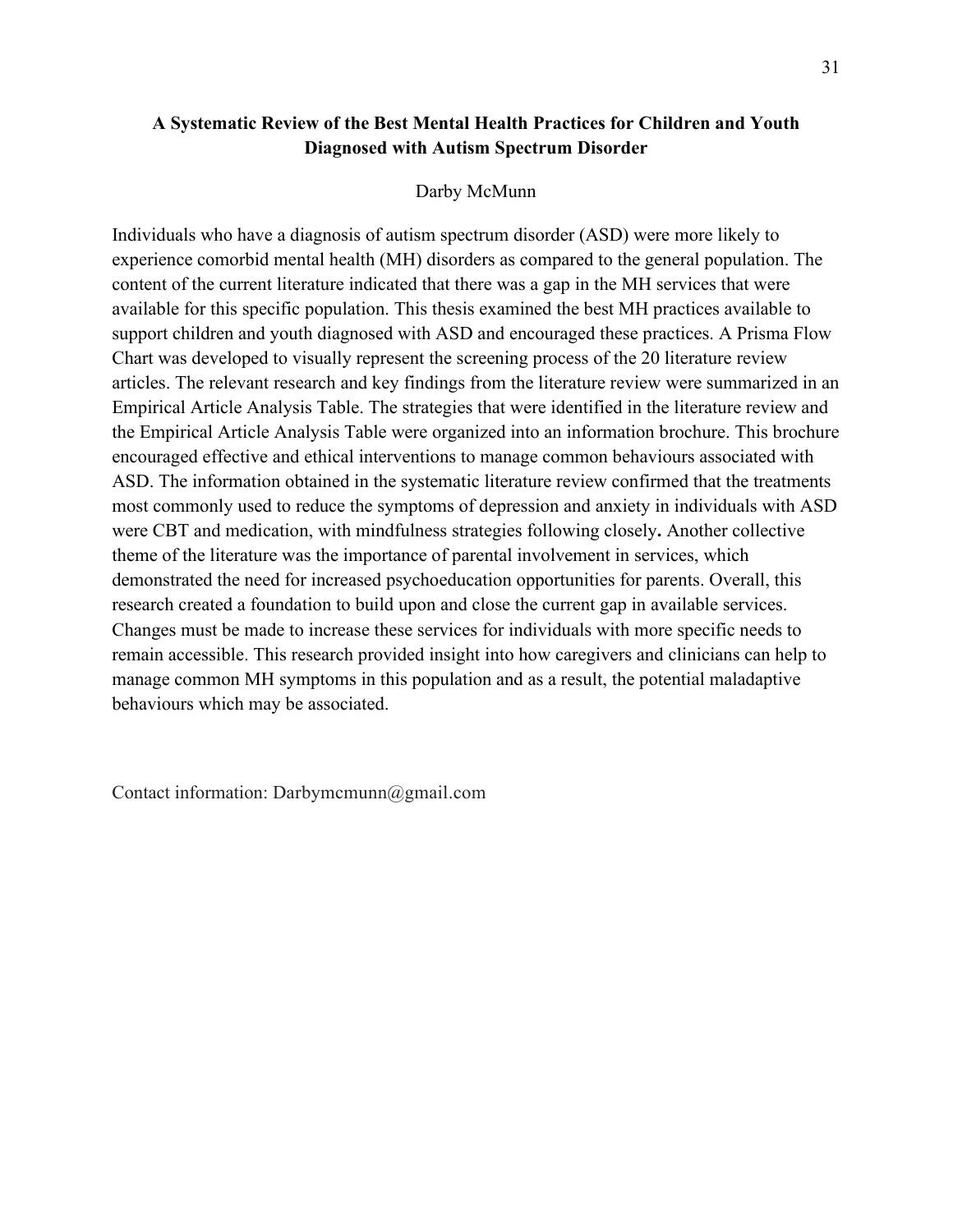## A Systematic Review of the Best Mental Health Practices for Children and Youth Diagnosed with Autism Spectrum Disorder

Darby McMunn

Individuals who have a diagnosis of autism spectrum disorder (ASD) were more likely to experience comorbid mental health (MH) disorders as compared to the general population. The content of the current literature indicated that there was a gap in the MH services that were available for this specific population. This thesis examined the best MH practices available to support children and youth diagnosed with ASD and encouraged these practices. A Prisma Flow Chart was developed to visually represent the screening process of the 20 literature review articles. The relevant research and key findings from the literature review were summarized in an Empirical Article Analysis Table. The strategies that were identified in the literature review and the Empirical Article Analysis Table were organized into an information brochure. This brochure encouraged effective and ethical interventions to manage common behaviours associated with ASD. The information obtained in the systematic literature review confirmed that the treatments most commonly used to reduce the symptoms of depression and anxiety in individuals with ASD were CBT and medication, with mindfulness strategies following closely**.** Another collective theme of the literature was the importance of parental involvement in services, which demonstrated the need for increased psychoeducation opportunities for parents. Overall, this research created a foundation to build upon and close the current gap in available services. Changes must be made to increase these services for individuals with more specific needs to remain accessible. This research provided insight into how caregivers and clinicians can help to manage common MH symptoms in this population and as a result, the potential maladaptive behaviours which may be associated.

Contact information: Darbymcmunn@gmail.com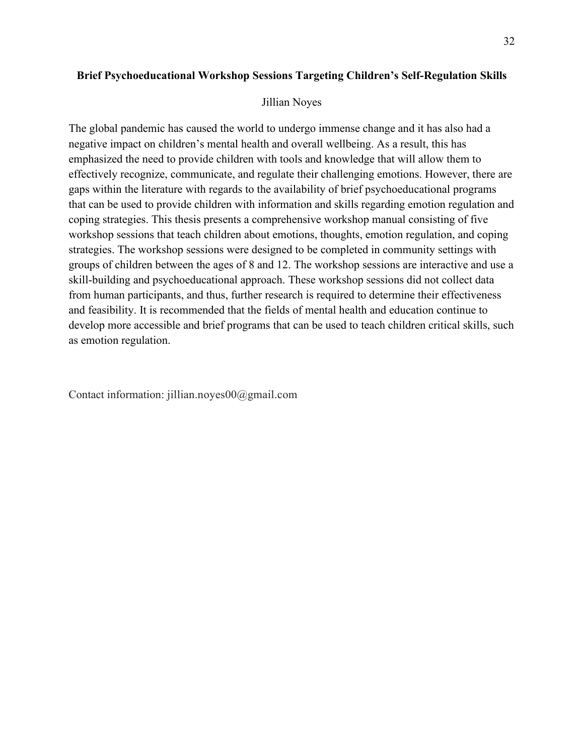**Brief Psychoeducational Workshop Sessions Targeting Children's Self-Regulation Skills**

Jillian Noyes

The global pandemic has caused the world to undergo immense change and it has also had a negative impact on children's mental health and overall wellbeing. As a result, this has emphasized the need to provide children with tools and knowledge that will allow them to effectively recognize, communicate, and regulate their challenging emotions. However, there are gaps within the literature with regards to the availability of brief psychoeducational programs that can be used to provide children with information and skills regarding emotion regulation and coping strategies. This thesis presents a comprehensive workshop manual consisting of five workshop sessions that teach children about emotions, thoughts, emotion regulation, and coping strategies. The workshop sessions were designed to be completed in community settings with groups of children between the ages of 8 and 12. The workshop sessions are interactive and use a skill-building and psychoeducational approach. These workshop sessions did not collect data from human participants, and thus, further research is required to determine their effectiveness and feasibility. It is recommended that the fields of mental health and education continue to develop more accessible and brief programs that can be used to teach children critical skills, such as emotion regulation.

Contact information: jillian.noyes00@gmail.com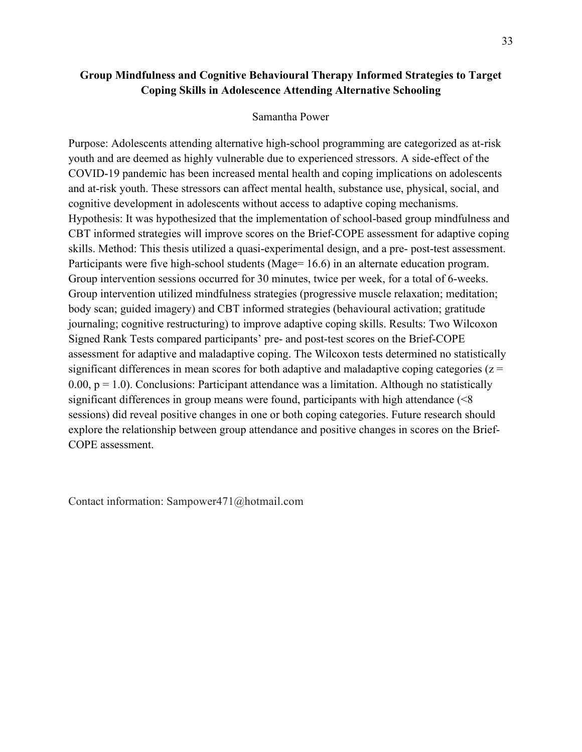## Group Mindfulness and Cognitive Behavioural Therapy Informed Strategies to Target Coping Skills in Adolescence Attending Alternative Schooling

Samantha Power

Purpose: Adolescents attending alternative high-school programming are categorized as at-risk youth and are deemed as highly vulnerable due to experienced stressors. A side-effect of the COVID-19 pandemic has been increased mental health and coping implications on adolescents and at-risk youth. These stressors can affect mental health, substance use, physical, social, and cognitive development in adolescents without access to adaptive coping mechanisms. Hypothesis: It was hypothesized that the implementation of school-based group mindfulness and CBT informed strategies will improve scores on the Brief-COPE assessment for adaptive coping skills. Method: This thesis utilized a quasi-experimental design, and a pre- post-test assessment. Participants were five high-school students ($M_{age}$= 16.6) in an alternate education program. Group intervention sessions occurred for 30 minutes, twice per week, for a total of 6-weeks. Group intervention utilized mindfulness strategies (progressive muscle relaxation; meditation; body scan; guided imagery) and CBT informed strategies (behavioural activation; gratitude journaling; cognitive restructuring) to improve adaptive coping skills. Results: Two Wilcoxon Signed Rank Tests compared participants' pre- and post-test scores on the Brief-COPE assessment for adaptive and maladaptive coping. The Wilcoxon tests determined no statistically significant differences in mean scores for both adaptive and maladaptive coping categories ($z = 0.00$, $p = 1.0$). Conclusions: Participant attendance was a limitation. Although no statistically significant differences in group means were found, participants with high attendance (<8 sessions) did reveal positive changes in one or both coping categories. Future research should explore the relationship between group attendance and positive changes in scores on the Brief-COPE assessment.

Contact information: Sampower471@hotmail.com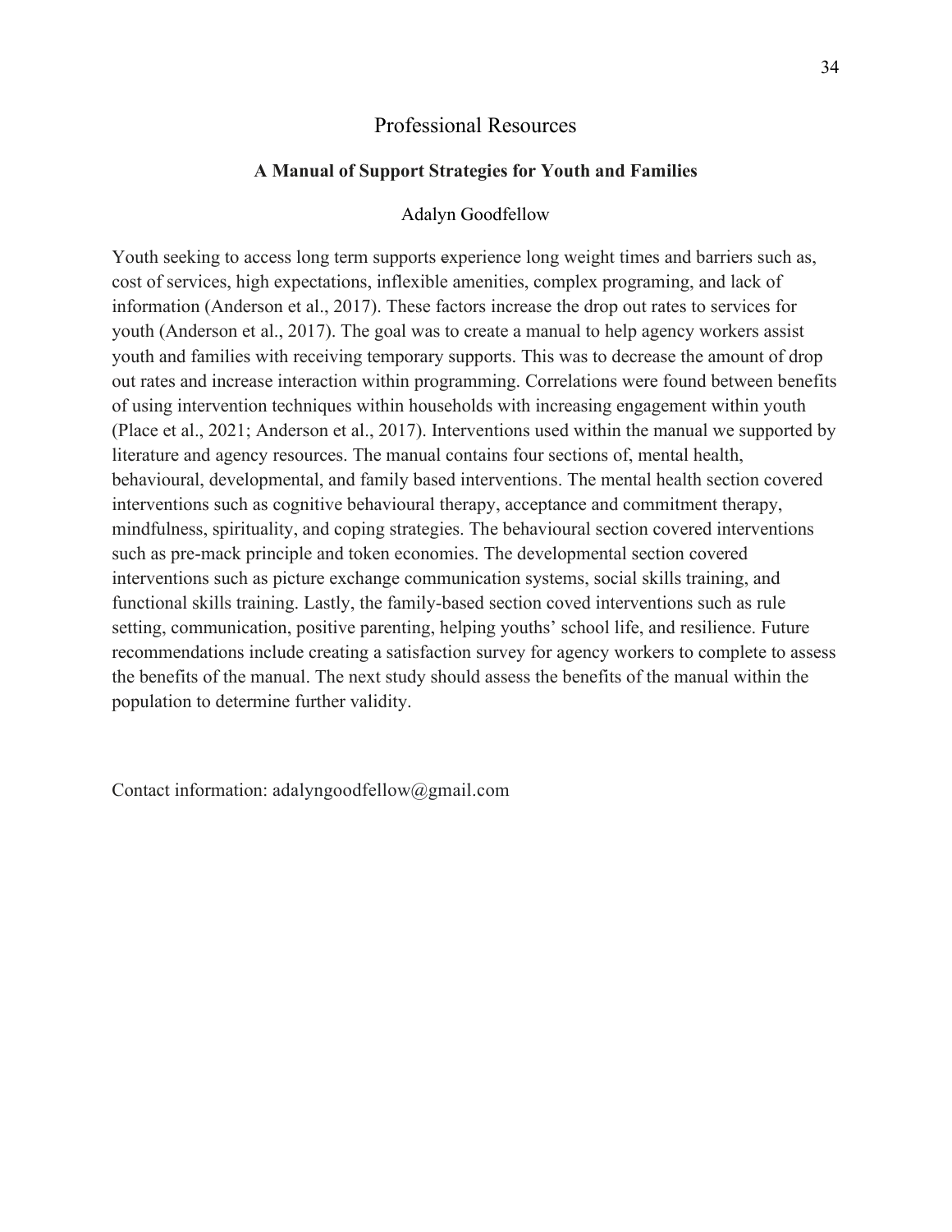# Professional Resources

## A Manual of Support Strategies for Youth and Families

Adalyn Goodfellow

Youth seeking to access long term supports experience long weight times and barriers such as, cost of services, high expectations, inflexible amenities, complex programing, and lack of information (Anderson et al., 2017). These factors increase the drop out rates to services for youth (Anderson et al., 2017). The goal was to create a manual to help agency workers assist youth and families with receiving temporary supports. This was to decrease the amount of drop out rates and increase interaction within programming. Correlations were found between benefits of using intervention techniques within households with increasing engagement within youth (Place et al., 2021; Anderson et al., 2017). Interventions used within the manual we supported by literature and agency resources. The manual contains four sections of, mental health, behavioural, developmental, and family based interventions. The mental health section covered interventions such as cognitive behavioural therapy, acceptance and commitment therapy, mindfulness, spirituality, and coping strategies. The behavioural section covered interventions such as pre-mack principle and token economies. The developmental section covered interventions such as picture exchange communication systems, social skills training, and functional skills training. Lastly, the family-based section coved interventions such as rule setting, communication, positive parenting, helping youths' school life, and resilience. Future recommendations include creating a satisfaction survey for agency workers to complete to assess the benefits of the manual. The next study should assess the benefits of the manual within the population to determine further validity.

Contact information: adalyngoodfellow@gmail.com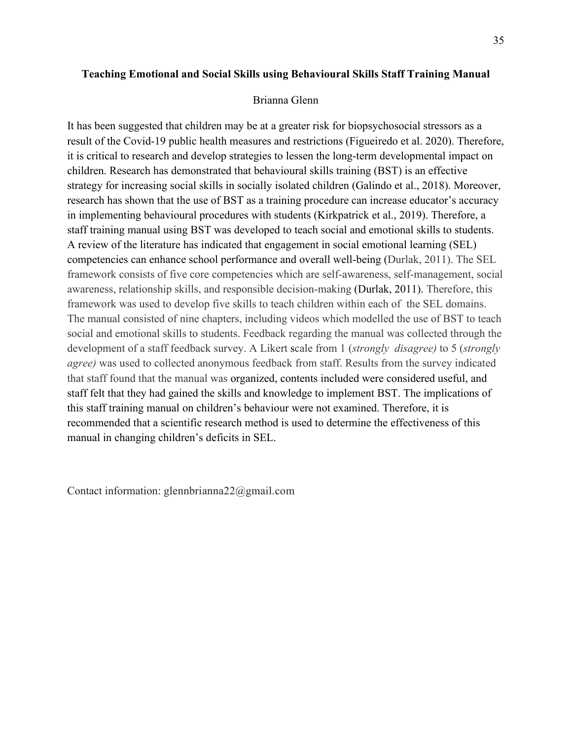**Teaching Emotional and Social Skills using Behavioural Skills Staff Training Manual**

Brianna Glenn

It has been suggested that children may be at a greater risk for biopsychosocial stressors as a result of the Covid-19 public health measures and restrictions (Figueiredo et al. 2020). Therefore, it is critical to research and develop strategies to lessen the long-term developmental impact on children. Research has demonstrated that behavioural skills training (BST) is an effective strategy for increasing social skills in socially isolated children (Galindo et al., 2018). Moreover, research has shown that the use of BST as a training procedure can increase educator's accuracy in implementing behavioural procedures with students (Kirkpatrick et al., 2019). Therefore, a staff training manual using BST was developed to teach social and emotional skills to students. A review of the literature has indicated that engagement in social emotional learning (SEL) competencies can enhance school performance and overall well-being (Durlak, 2011). The SEL framework consists of five core competencies which are self-awareness, self-management, social awareness, relationship skills, and responsible decision-making (Durlak, 2011). Therefore, this framework was used to develop five skills to teach children within each of the SEL domains. The manual consisted of nine chapters, including videos which modelled the use of BST to teach social and emotional skills to students. Feedback regarding the manual was collected through the development of a staff feedback survey. A Likert scale from 1 (*strongly disagree)* to 5 (*strongly agree)* was used to collected anonymous feedback from staff. Results from the survey indicated that staff found that the manual was organized, contents included were considered useful, and staff felt that they had gained the skills and knowledge to implement BST. The implications of this staff training manual on children's behaviour were not examined. Therefore, it is recommended that a scientific research method is used to determine the effectiveness of this manual in changing children's deficits in SEL.

Contact information: glennbrianna22@gmail.com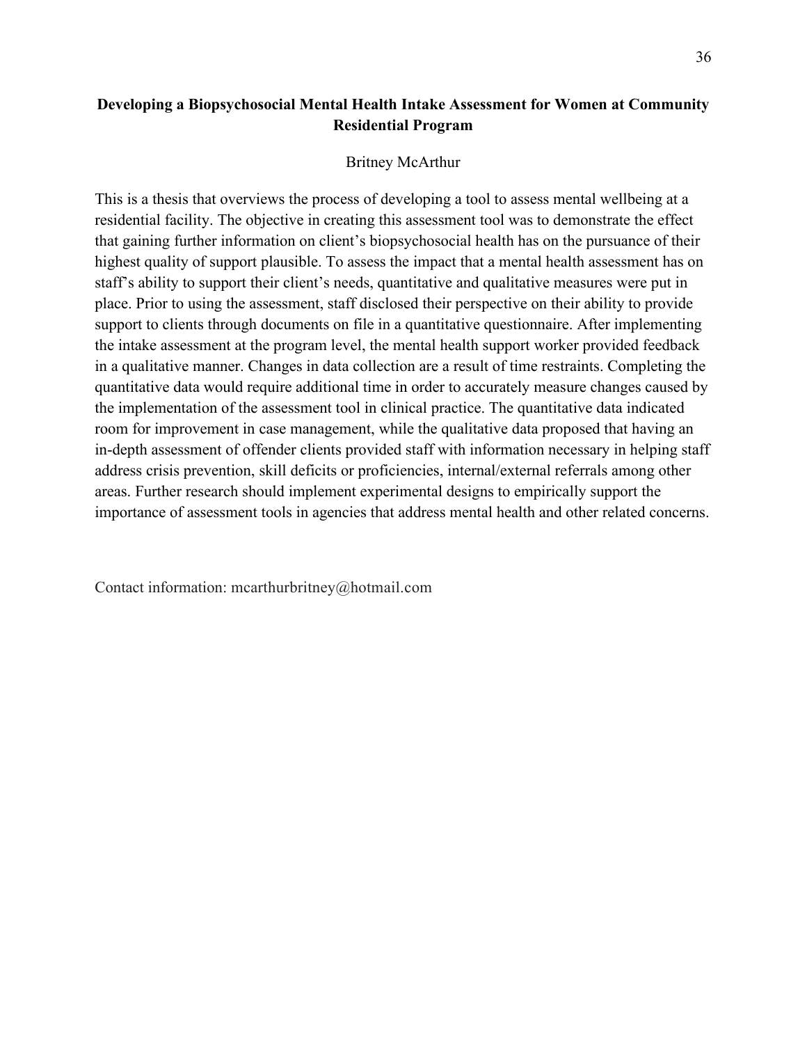### Developing a Biopsychosocial Mental Health Intake Assessment for Women at Community Residential Program

Britney McArthur

This is a thesis that overviews the process of developing a tool to assess mental wellbeing at a residential facility. The objective in creating this assessment tool was to demonstrate the effect that gaining further information on client's biopsychosocial health has on the pursuance of their highest quality of support plausible. To assess the impact that a mental health assessment has on staff's ability to support their client's needs, quantitative and qualitative measures were put in place. Prior to using the assessment, staff disclosed their perspective on their ability to provide support to clients through documents on file in a quantitative questionnaire. After implementing the intake assessment at the program level, the mental health support worker provided feedback in a qualitative manner. Changes in data collection are a result of time restraints. Completing the quantitative data would require additional time in order to accurately measure changes caused by the implementation of the assessment tool in clinical practice. The quantitative data indicated room for improvement in case management, while the qualitative data proposed that having an in-depth assessment of offender clients provided staff with information necessary in helping staff address crisis prevention, skill deficits or proficiencies, internal/external referrals among other areas. Further research should implement experimental designs to empirically support the importance of assessment tools in agencies that address mental health and other related concerns.

Contact information: mcarthurbritney@hotmail.com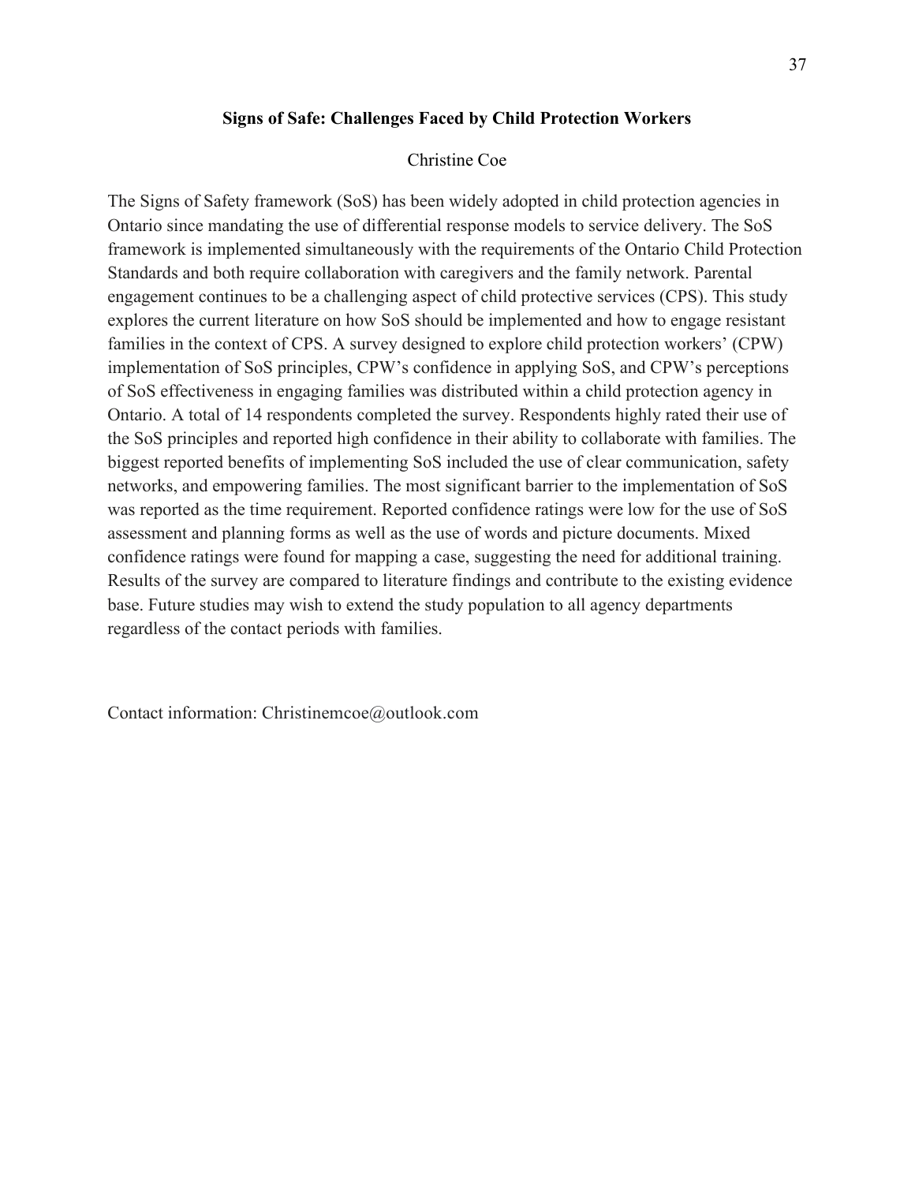**Signs of Safe: Challenges Faced by Child Protection Workers**

Christine Coe

The Signs of Safety framework (SoS) has been widely adopted in child protection agencies in Ontario since mandating the use of differential response models to service delivery. The SoS framework is implemented simultaneously with the requirements of the Ontario Child Protection Standards and both require collaboration with caregivers and the family network. Parental engagement continues to be a challenging aspect of child protective services (CPS). This study explores the current literature on how SoS should be implemented and how to engage resistant families in the context of CPS. A survey designed to explore child protection workers' (CPW) implementation of SoS principles, CPW's confidence in applying SoS, and CPW's perceptions of SoS effectiveness in engaging families was distributed within a child protection agency in Ontario. A total of 14 respondents completed the survey. Respondents highly rated their use of the SoS principles and reported high confidence in their ability to collaborate with families. The biggest reported benefits of implementing SoS included the use of clear communication, safety networks, and empowering families. The most significant barrier to the implementation of SoS was reported as the time requirement. Reported confidence ratings were low for the use of SoS assessment and planning forms as well as the use of words and picture documents. Mixed confidence ratings were found for mapping a case, suggesting the need for additional training. Results of the survey are compared to literature findings and contribute to the existing evidence base. Future studies may wish to extend the study population to all agency departments regardless of the contact periods with families.

Contact information: Christinemcoe@outlook.com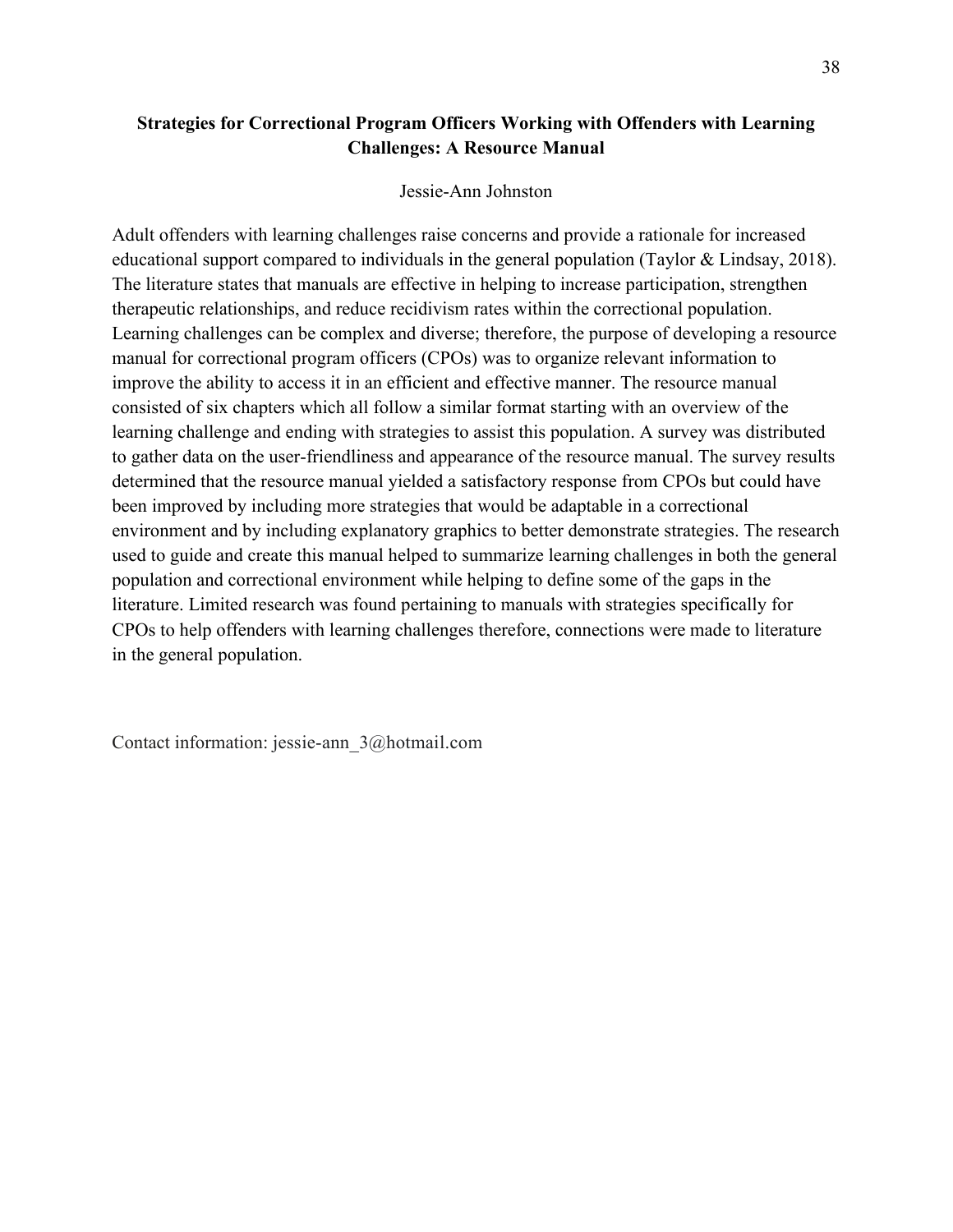**Strategies for Correctional Program Officers Working with Offenders with Learning Challenges: A Resource Manual**

Jessie-Ann Johnston

Adult offenders with learning challenges raise concerns and provide a rationale for increased educational support compared to individuals in the general population (Taylor & Lindsay, 2018). The literature states that manuals are effective in helping to increase participation, strengthen therapeutic relationships, and reduce recidivism rates within the correctional population. Learning challenges can be complex and diverse; therefore, the purpose of developing a resource manual for correctional program officers (CPOs) was to organize relevant information to improve the ability to access it in an efficient and effective manner. The resource manual consisted of six chapters which all follow a similar format starting with an overview of the learning challenge and ending with strategies to assist this population. A survey was distributed to gather data on the user-friendliness and appearance of the resource manual. The survey results determined that the resource manual yielded a satisfactory response from CPOs but could have been improved by including more strategies that would be adaptable in a correctional environment and by including explanatory graphics to better demonstrate strategies. The research used to guide and create this manual helped to summarize learning challenges in both the general population and correctional environment while helping to define some of the gaps in the literature. Limited research was found pertaining to manuals with strategies specifically for CPOs to help offenders with learning challenges therefore, connections were made to literature in the general population.

Contact information: jessie-ann_3@hotmail.com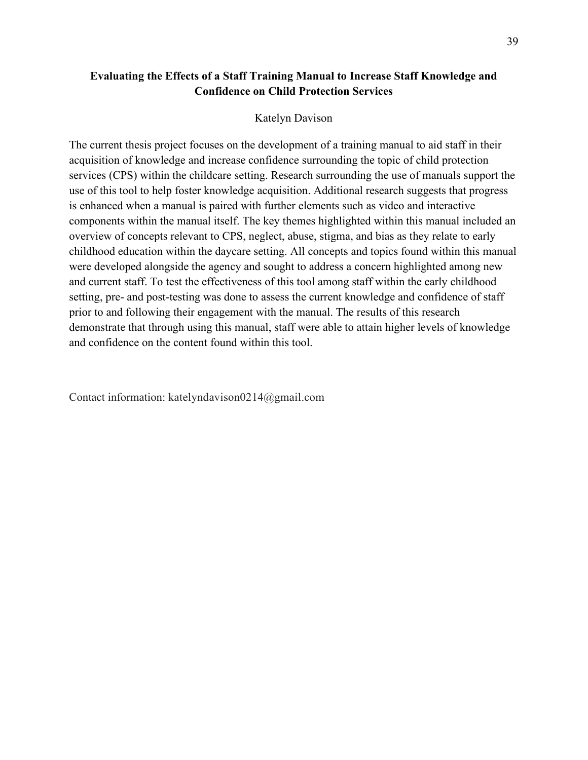**Evaluating the Effects of a Staff Training Manual to Increase Staff Knowledge and Confidence on Child Protection Services**

Katelyn Davison

The current thesis project focuses on the development of a training manual to aid staff in their acquisition of knowledge and increase confidence surrounding the topic of child protection services (CPS) within the childcare setting. Research surrounding the use of manuals support the use of this tool to help foster knowledge acquisition. Additional research suggests that progress is enhanced when a manual is paired with further elements such as video and interactive components within the manual itself. The key themes highlighted within this manual included an overview of concepts relevant to CPS, neglect, abuse, stigma, and bias as they relate to early childhood education within the daycare setting. All concepts and topics found within this manual were developed alongside the agency and sought to address a concern highlighted among new and current staff. To test the effectiveness of this tool among staff within the early childhood setting, pre- and post-testing was done to assess the current knowledge and confidence of staff prior to and following their engagement with the manual. The results of this research demonstrate that through using this manual, staff were able to attain higher levels of knowledge and confidence on the content found within this tool.

Contact information: katelyndavison0214@gmail.com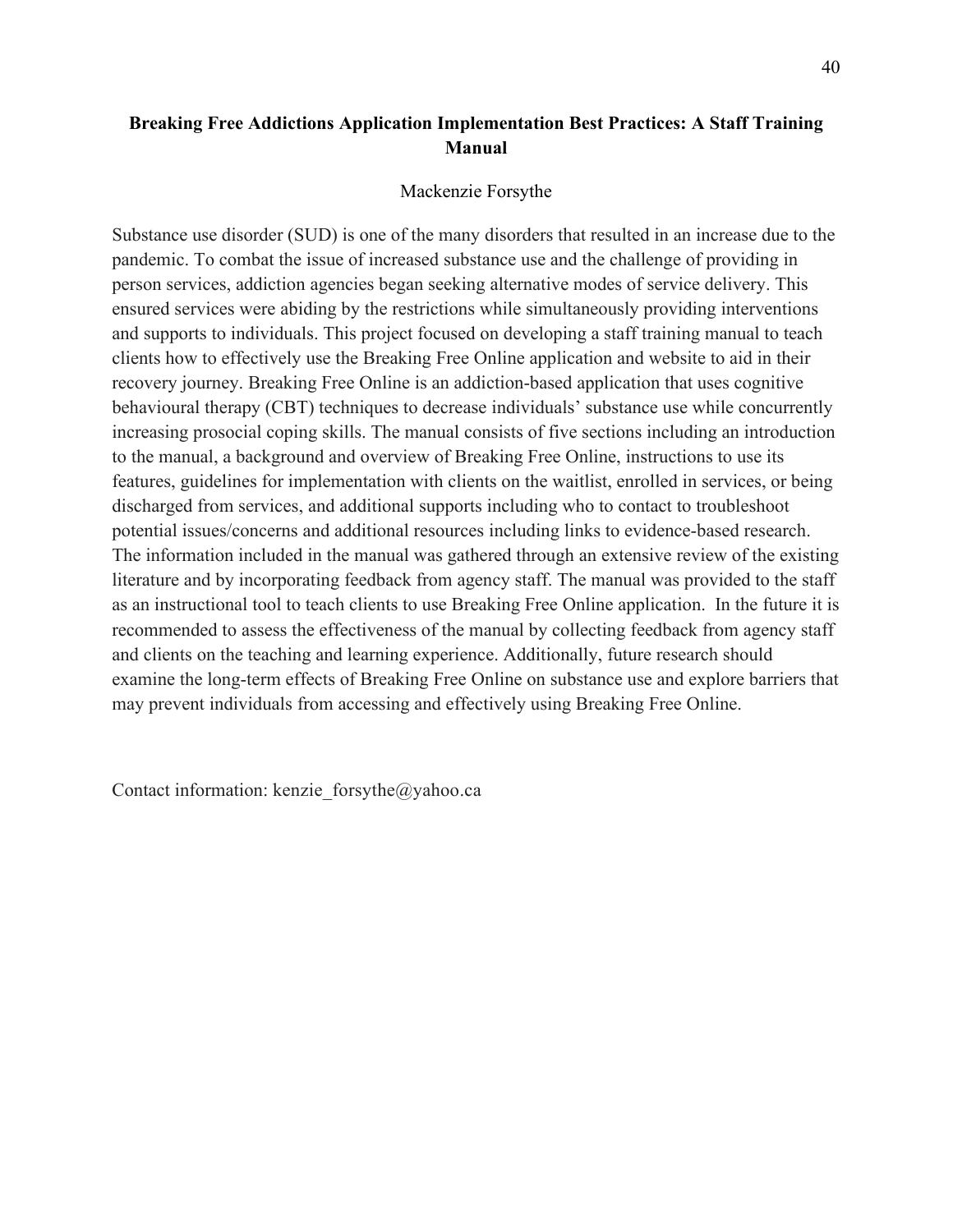**Breaking Free Addictions Application Implementation Best Practices: A Staff Training Manual**

Mackenzie Forsythe

Substance use disorder (SUD) is one of the many disorders that resulted in an increase due to the pandemic. To combat the issue of increased substance use and the challenge of providing in person services, addiction agencies began seeking alternative modes of service delivery. This ensured services were abiding by the restrictions while simultaneously providing interventions and supports to individuals. This project focused on developing a staff training manual to teach clients how to effectively use the Breaking Free Online application and website to aid in their recovery journey. Breaking Free Online is an addiction-based application that uses cognitive behavioural therapy (CBT) techniques to decrease individuals' substance use while concurrently increasing prosocial coping skills. The manual consists of five sections including an introduction to the manual, a background and overview of Breaking Free Online, instructions to use its features, guidelines for implementation with clients on the waitlist, enrolled in services, or being discharged from services, and additional supports including who to contact to troubleshoot potential issues/concerns and additional resources including links to evidence-based research. The information included in the manual was gathered through an extensive review of the existing literature and by incorporating feedback from agency staff. The manual was provided to the staff as an instructional tool to teach clients to use Breaking Free Online application. In the future it is recommended to assess the effectiveness of the manual by collecting feedback from agency staff and clients on the teaching and learning experience. Additionally, future research should examine the long-term effects of Breaking Free Online on substance use and explore barriers that may prevent individuals from accessing and effectively using Breaking Free Online.

Contact information: kenzie_forsythe@yahoo.ca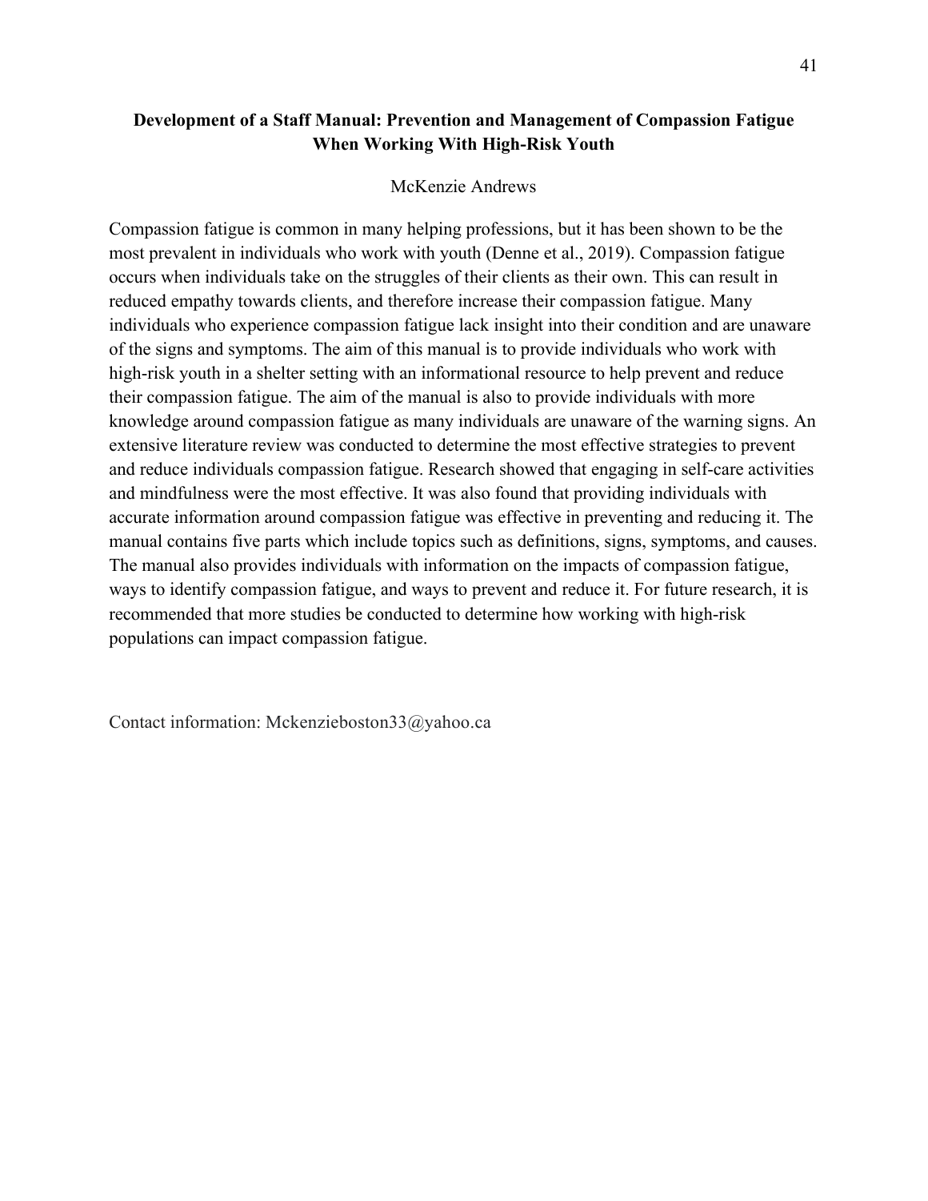## Development of a Staff Manual: Prevention and Management of Compassion Fatigue When Working With High-Risk Youth

McKenzie Andrews

Compassion fatigue is common in many helping professions, but it has been shown to be the most prevalent in individuals who work with youth (Denne et al., 2019). Compassion fatigue occurs when individuals take on the struggles of their clients as their own. This can result in reduced empathy towards clients, and therefore increase their compassion fatigue. Many individuals who experience compassion fatigue lack insight into their condition and are unaware of the signs and symptoms. The aim of this manual is to provide individuals who work with high-risk youth in a shelter setting with an informational resource to help prevent and reduce their compassion fatigue. The aim of the manual is also to provide individuals with more knowledge around compassion fatigue as many individuals are unaware of the warning signs. An extensive literature review was conducted to determine the most effective strategies to prevent and reduce individuals compassion fatigue. Research showed that engaging in self-care activities and mindfulness were the most effective. It was also found that providing individuals with accurate information around compassion fatigue was effective in preventing and reducing it. The manual contains five parts which include topics such as definitions, signs, symptoms, and causes. The manual also provides individuals with information on the impacts of compassion fatigue, ways to identify compassion fatigue, and ways to prevent and reduce it. For future research, it is recommended that more studies be conducted to determine how working with high-risk populations can impact compassion fatigue.

Contact information: Mckenzieboston33@yahoo.ca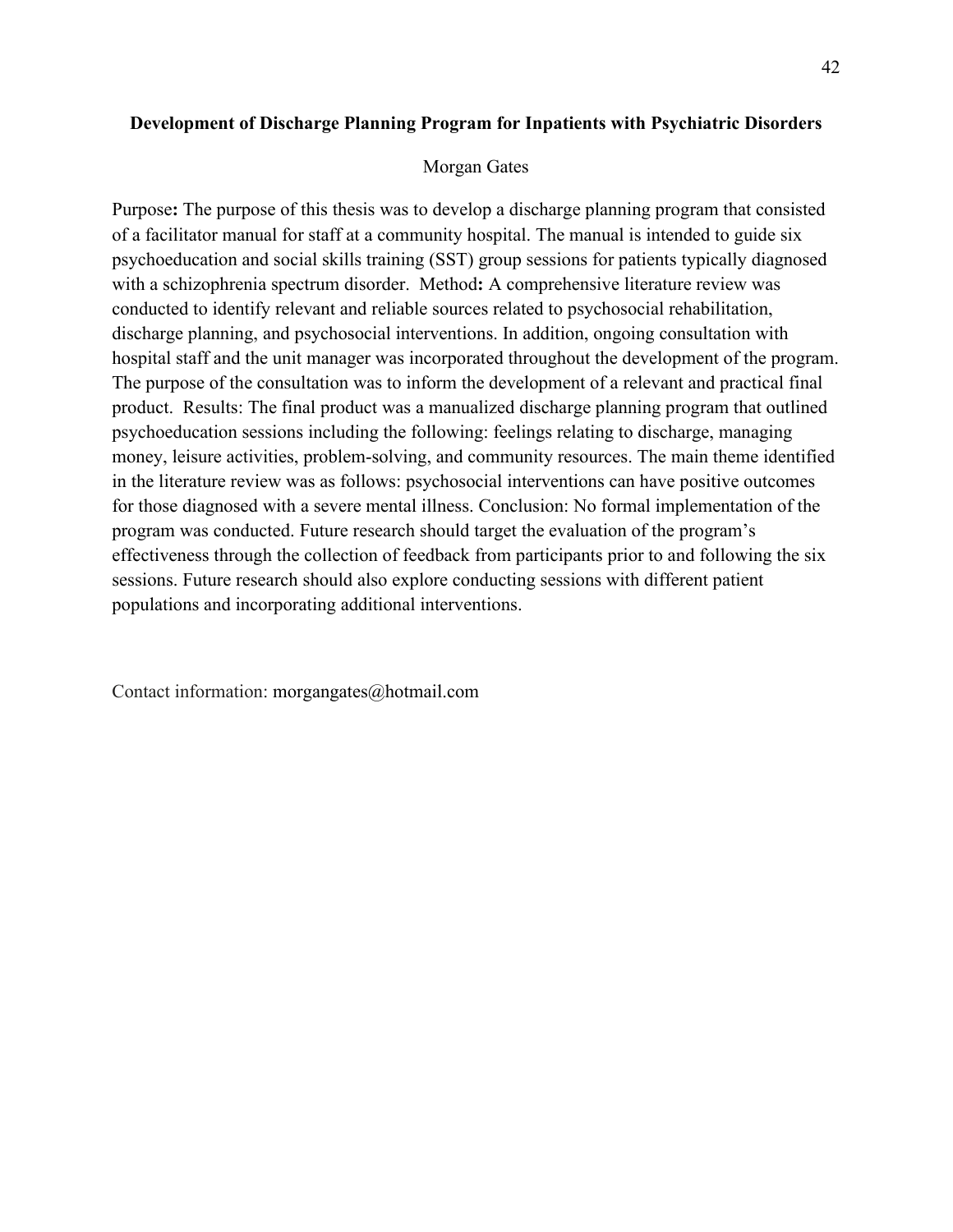**Development of Discharge Planning Program for Inpatients with Psychiatric Disorders**

Morgan Gates

Purpose**:** The purpose of this thesis was to develop a discharge planning program that consisted of a facilitator manual for staff at a community hospital. The manual is intended to guide six psychoeducation and social skills training (SST) group sessions for patients typically diagnosed with a schizophrenia spectrum disorder. Method**:** A comprehensive literature review was conducted to identify relevant and reliable sources related to psychosocial rehabilitation, discharge planning, and psychosocial interventions. In addition, ongoing consultation with hospital staff and the unit manager was incorporated throughout the development of the program. The purpose of the consultation was to inform the development of a relevant and practical final product. Results: The final product was a manualized discharge planning program that outlined psychoeducation sessions including the following: feelings relating to discharge, managing money, leisure activities, problem-solving, and community resources. The main theme identified in the literature review was as follows: psychosocial interventions can have positive outcomes for those diagnosed with a severe mental illness. Conclusion: No formal implementation of the program was conducted. Future research should target the evaluation of the program's effectiveness through the collection of feedback from participants prior to and following the six sessions. Future research should also explore conducting sessions with different patient populations and incorporating additional interventions.

Contact information: morgangates@hotmail.com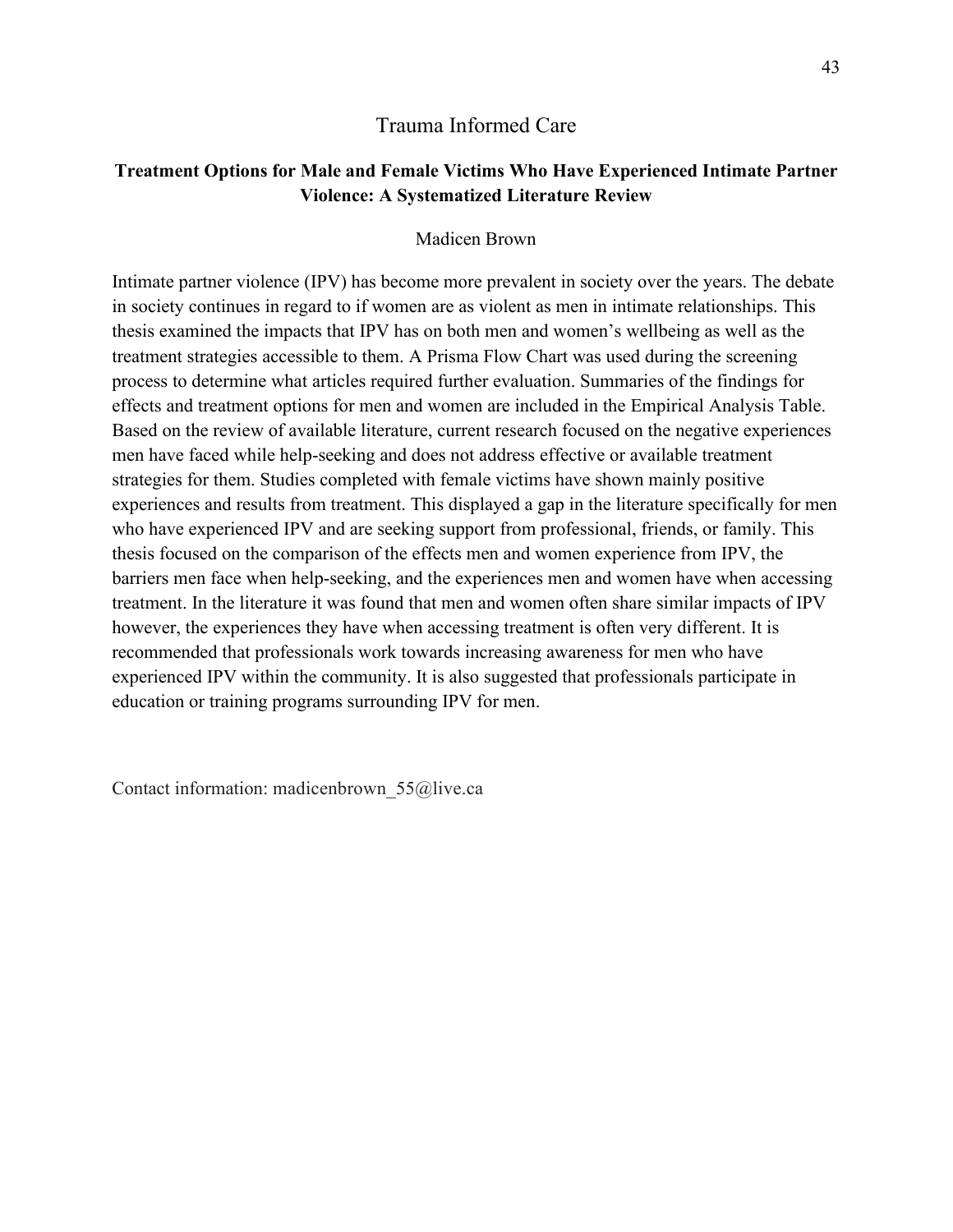## Trauma Informed Care

### Treatment Options for Male and Female Victims Who Have Experienced Intimate Partner Violence: A Systematized Literature Review

Madicen Brown

Intimate partner violence (IPV) has become more prevalent in society over the years. The debate in society continues in regard to if women are as violent as men in intimate relationships. This thesis examined the impacts that IPV has on both men and women's wellbeing as well as the treatment strategies accessible to them. A Prisma Flow Chart was used during the screening process to determine what articles required further evaluation. Summaries of the findings for effects and treatment options for men and women are included in the Empirical Analysis Table. Based on the review of available literature, current research focused on the negative experiences men have faced while help-seeking and does not address effective or available treatment strategies for them. Studies completed with female victims have shown mainly positive experiences and results from treatment. This displayed a gap in the literature specifically for men who have experienced IPV and are seeking support from professional, friends, or family. This thesis focused on the comparison of the effects men and women experience from IPV, the barriers men face when help-seeking, and the experiences men and women have when accessing treatment. In the literature it was found that men and women often share similar impacts of IPV however, the experiences they have when accessing treatment is often very different. It is recommended that professionals work towards increasing awareness for men who have experienced IPV within the community. It is also suggested that professionals participate in education or training programs surrounding IPV for men.

Contact information: madicenbrown_55@live.ca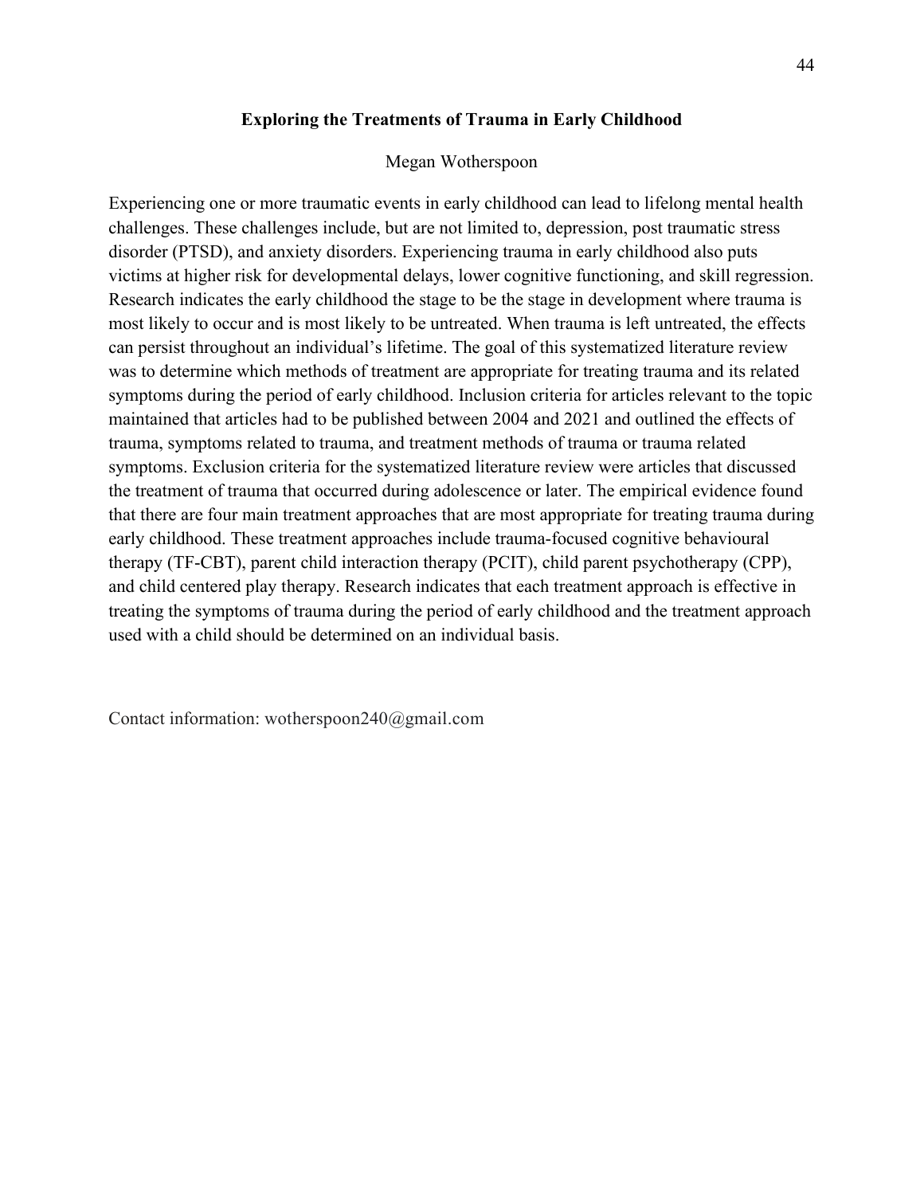### Exploring the Treatments of Trauma in Early Childhood

Megan Wotherspoon

Experiencing one or more traumatic events in early childhood can lead to lifelong mental health challenges. These challenges include, but are not limited to, depression, post traumatic stress disorder (PTSD), and anxiety disorders. Experiencing trauma in early childhood also puts victims at higher risk for developmental delays, lower cognitive functioning, and skill regression. Research indicates the early childhood the stage to be the stage in development where trauma is most likely to occur and is most likely to be untreated. When trauma is left untreated, the effects can persist throughout an individual's lifetime. The goal of this systematized literature review was to determine which methods of treatment are appropriate for treating trauma and its related symptoms during the period of early childhood. Inclusion criteria for articles relevant to the topic maintained that articles had to be published between 2004 and 2021 and outlined the effects of trauma, symptoms related to trauma, and treatment methods of trauma or trauma related symptoms. Exclusion criteria for the systematized literature review were articles that discussed the treatment of trauma that occurred during adolescence or later. The empirical evidence found that there are four main treatment approaches that are most appropriate for treating trauma during early childhood. These treatment approaches include trauma-focused cognitive behavioural therapy (TF-CBT), parent child interaction therapy (PCIT), child parent psychotherapy (CPP), and child centered play therapy. Research indicates that each treatment approach is effective in treating the symptoms of trauma during the period of early childhood and the treatment approach used with a child should be determined on an individual basis.

Contact information: wotherspoon240@gmail.com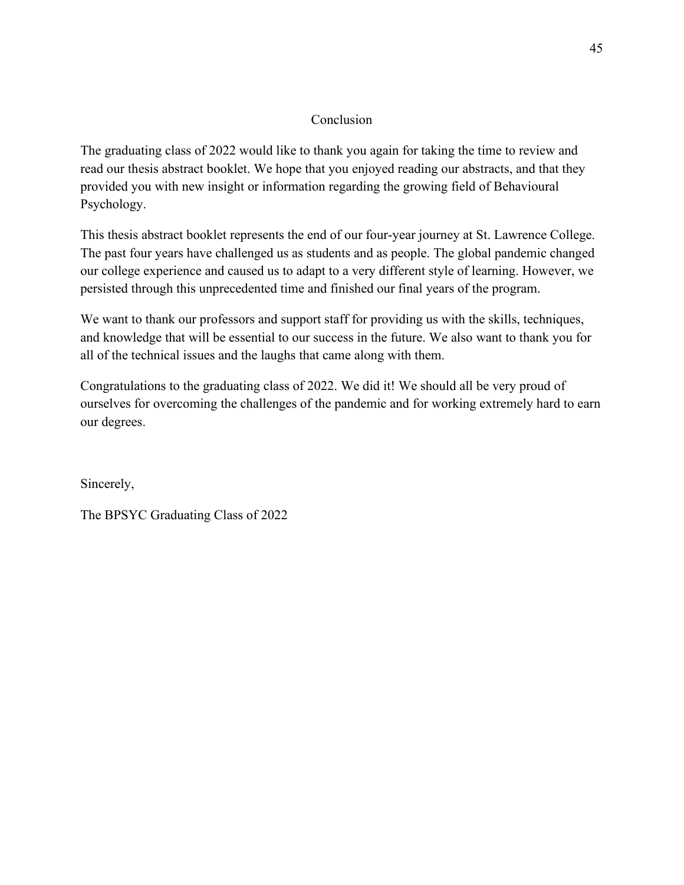# Conclusion

The graduating class of 2022 would like to thank you again for taking the time to review and read our thesis abstract booklet. We hope that you enjoyed reading our abstracts, and that they provided you with new insight or information regarding the growing field of Behavioural Psychology.

This thesis abstract booklet represents the end of our four-year journey at St. Lawrence College. The past four years have challenged us as students and as people. The global pandemic changed our college experience and caused us to adapt to a very different style of learning. However, we persisted through this unprecedented time and finished our final years of the program.

We want to thank our professors and support staff for providing us with the skills, techniques, and knowledge that will be essential to our success in the future. We also want to thank you for all of the technical issues and the laughs that came along with them.

Congratulations to the graduating class of 2022. We did it! We should all be very proud of ourselves for overcoming the challenges of the pandemic and for working extremely hard to earn our degrees.

Sincerely,

The BPSYC Graduating Class of 2022